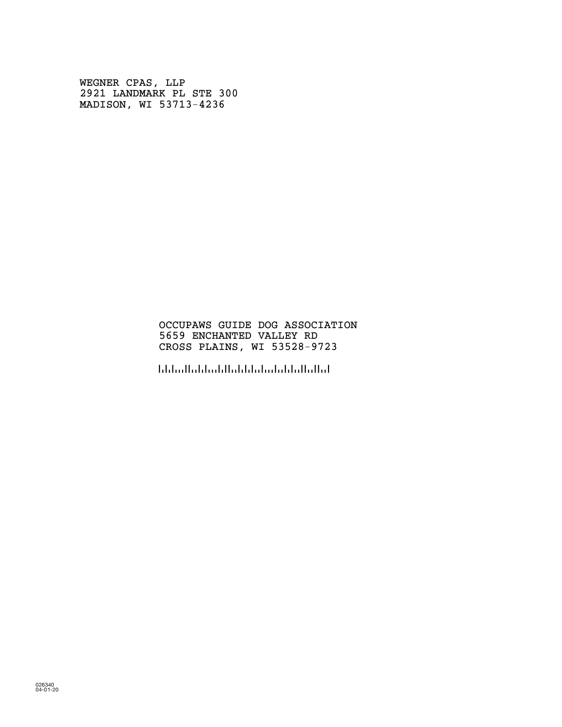WEGNER CPAS, LLP
2921 LANDMARK PL STE 300
MADISON, WI 53713-4236

OCCUPAWS GUIDE DOG ASSOCIATION
5659 ENCHANTED VALLEY RD
CROSS PLAINS, WI 53528-9723

026340
04-01-20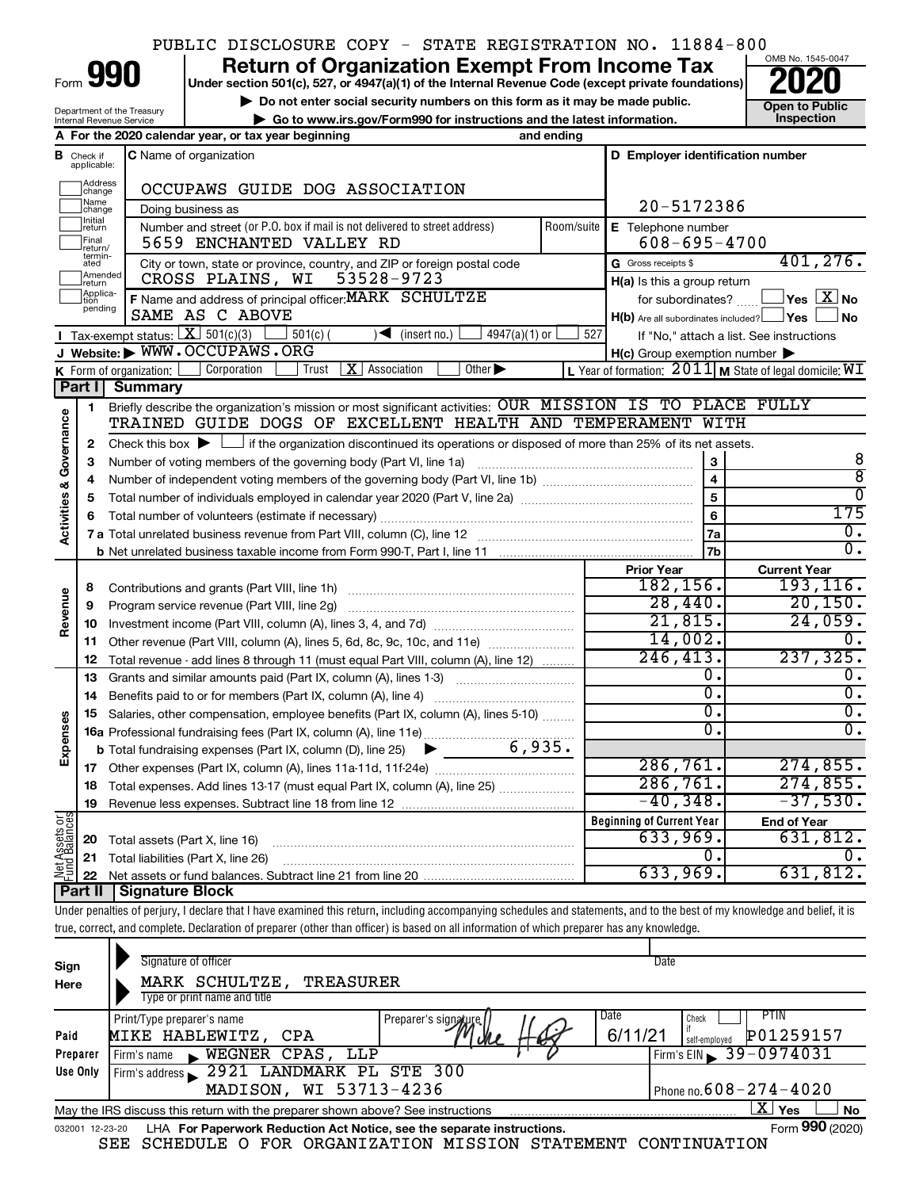PUBLIC DISCLOSURE COPY - STATE REGISTRATION NO. 11884-800

# Form 990 — Return of Organization Exempt From Income Tax — 2020

Under section 501(c), 527, or 4947(a)(1) of the Internal Revenue Code (except private foundations)

▶ Do not enter social security numbers on this form as it may be made public.

▶ Go to www.irs.gov/Form990 for instructions and the latest information.

OMB No. 1545-0047

Open to Public Inspection

Department of the Treasury
Internal Revenue Service

**A** For the 2020 calendar year, or tax year beginning and ending

**B** Check if applicable: Address change, Name change, Initial return, Final return/terminated, Amended return, Application pending

**C** Name of organization: OCCUPAWS GUIDE DOG ASSOCIATION

Doing business as

Number and street (or P.O. box if mail is not delivered to street address): 5659 ENCHANTED VALLEY RD | Room/suite

City or town, state or province, country, and ZIP or foreign postal code: CROSS PLAINS, WI 53528-9723

**D** Employer identification number: 20-5172386

**E** Telephone number: 608-695-4700

**G** Gross receipts $ 401,276.

**F** Name and address of principal officer: MARK SCHULTZE, SAME AS C ABOVE

**H(a)** Is this a group return for subordinates? ☐ Yes ☒ No

**H(b)** Are all subordinates included? ☐ Yes ☐ No — If "No," attach a list. See instructions

**H(c)** Group exemption number ▶

**I** Tax-exempt status: ☒ 501(c)(3) ☐ 501(c) ( ) ◀ (insert no.) ☐ 4947(a)(1) or ☐ 527

**J** Website: ▶ WWW.OCCUPAWS.ORG

**K** Form of organization: ☐ Corporation ☐ Trust ☒ Association ☐ Other ▶

**L** Year of formation: 2011 **M** State of legal domicile: WI

## Part I Summary

### Activities & Governance

1. Briefly describe the organization's mission or most significant activities: OUR MISSION IS TO PLACE FULLY TRAINED GUIDE DOGS OF EXCELLENT HEALTH AND TEMPERAMENT WITH
2. Check this box ▶ ☐ if the organization discontinued its operations or disposed of more than 25% of its net assets.

| | | | |
|---|---|---|---|
| 3 | Number of voting members of the governing body (Part VI, line 1a) | 3 | 8 |
| 4 | Number of independent voting members of the governing body (Part VI, line 1b) | 4 | 8 |
| 5 | Total number of individuals employed in calendar year 2020 (Part V, line 2a) | 5 | 0 |
| 6 | Total number of volunteers (estimate if necessary) | 6 | 175 |
| 7a | Total unrelated business revenue from Part VIII, column (C), line 12 | 7a | 0. |
| b | Net unrelated business taxable income from Form 990-T, Part I, line 11 | 7b | 0. |

### Revenue / Expenses

| | | Prior Year | Current Year |
|---|---|---|---|
| 8 | Contributions and grants (Part VIII, line 1h) | 182,156. | 193,116. |
| 9 | Program service revenue (Part VIII, line 2g) | 28,440. | 20,150. |
| 10 | Investment income (Part VIII, column (A), lines 3, 4, and 7d) | 21,815. | 24,059. |
| 11 | Other revenue (Part VIII, column (A), lines 5, 6d, 8c, 9c, 10c, and 11e) | 14,002. | 0. |
| 12 | Total revenue - add lines 8 through 11 (must equal Part VIII, column (A), line 12) | 246,413. | 237,325. |
| 13 | Grants and similar amounts paid (Part IX, column (A), lines 1-3) | 0. | 0. |
| 14 | Benefits paid to or for members (Part IX, column (A), line 4) | 0. | 0. |
| 15 | Salaries, other compensation, employee benefits (Part IX, column (A), lines 5-10) | 0. | 0. |
| 16a | Professional fundraising fees (Part IX, column (A), line 11e) | 0. | 0. |
| b | Total fundraising expenses (Part IX, column (D), line 25) ▶ 6,935. | | |
| 17 | Other expenses (Part IX, column (A), lines 11a-11d, 11f-24e) | 286,761. | 274,855. |
| 18 | Total expenses. Add lines 13-17 (must equal Part IX, column (A), line 25) | 286,761. | 274,855. |
| 19 | Revenue less expenses. Subtract line 18 from line 12 | -40,348. | -37,530. |

### Net Assets or Fund Balances

| | | Beginning of Current Year | End of Year |
|---|---|---|---|
| 20 | Total assets (Part X, line 16) | 633,969. | 631,812. |
| 21 | Total liabilities (Part X, line 26) | 0. | 0. |
| 22 | Net assets or fund balances. Subtract line 21 from line 20 | 633,969. | 631,812. |

## Part II Signature Block

Under penalties of perjury, I declare that I have examined this return, including accompanying schedules and statements, and to the best of my knowledge and belief, it is true, correct, and complete. Declaration of preparer (other than officer) is based on all information of which preparer has any knowledge.

**Sign Here**

Signature of officer | Date

MARK SCHULTZE, TREASURER
Type or print name and title

**Paid Preparer Use Only**

| Print/Type preparer's name | Preparer's signature | Date | Check if self-employed | PTIN |
|---|---|---|---|---|
| MIKE HABLEWITZ, CPA | Mike Hab | 6/11/21 | ☐ | P01259157 |

Firm's name ▶ WEGNER CPAS, LLP — Firm's EIN ▶ 39-0974031

Firm's address ▶ 2921 LANDMARK PL STE 300, MADISON, WI 53713-4236 — Phone no. 608-274-4020

May the IRS discuss this return with the preparer shown above? See instructions ☒ Yes ☐ No

032001 12-23-20 LHA For Paperwork Reduction Act Notice, see the separate instructions. Form **990** (2020)

SEE SCHEDULE O FOR ORGANIZATION MISSION STATEMENT CONTINUATION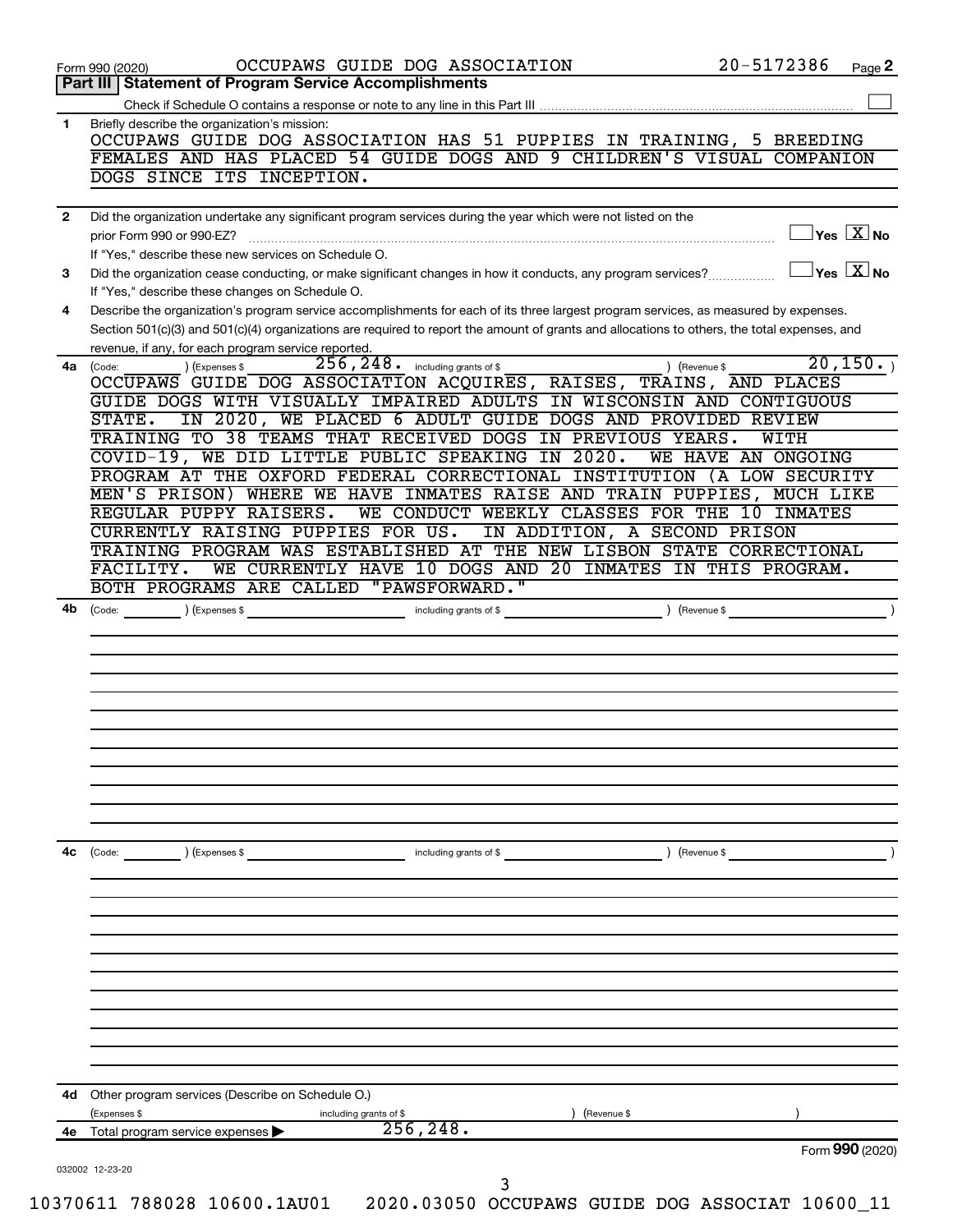Form 990 (2020) OCCUPAWS GUIDE DOG ASSOCIATION 20-5172386 Page 2

## Part III | Statement of Program Service Accomplishments

Check if Schedule O contains a response or note to any line in this Part III ☐

**1** Briefly describe the organization's mission:

OCCUPAWS GUIDE DOG ASSOCIATION HAS 51 PUPPIES IN TRAINING, 5 BREEDING FEMALES AND HAS PLACED 54 GUIDE DOGS AND 9 CHILDREN'S VISUAL COMPANION DOGS SINCE ITS INCEPTION.

**2** Did the organization undertake any significant program services during the year which were not listed on the prior Form 990 or 990-EZ? ☐ Yes ☒ No

If "Yes," describe these new services on Schedule O.

**3** Did the organization cease conducting, or make significant changes in how it conducts, any program services? ☐ Yes ☒ No

If "Yes," describe these changes on Schedule O.

**4** Describe the organization's program service accomplishments for each of its three largest program services, as measured by expenses. Section 501(c)(3) and 501(c)(4) organizations are required to report the amount of grants and allocations to others, the total expenses, and revenue, if any, for each program service reported.

**4a** (Code: ) (Expenses $ 256,248. including grants of $ ) (Revenue $ 20,150. )

OCCUPAWS GUIDE DOG ASSOCIATION ACQUIRES, RAISES, TRAINS, AND PLACES GUIDE DOGS WITH VISUALLY IMPAIRED ADULTS IN WISCONSIN AND CONTIGUOUS STATE. IN 2020, WE PLACED 6 ADULT GUIDE DOGS AND PROVIDED REVIEW TRAINING TO 38 TEAMS THAT RECEIVED DOGS IN PREVIOUS YEARS. WITH COVID-19, WE DID LITTLE PUBLIC SPEAKING IN 2020. WE HAVE AN ONGOING PROGRAM AT THE OXFORD FEDERAL CORRECTIONAL INSTITUTION (A LOW SECURITY MEN'S PRISON) WHERE WE HAVE INMATES RAISE AND TRAIN PUPPIES, MUCH LIKE REGULAR PUPPY RAISERS. WE CONDUCT WEEKLY CLASSES FOR THE 10 INMATES CURRENTLY RAISING PUPPIES FOR US. IN ADDITION, A SECOND PRISON TRAINING PROGRAM WAS ESTABLISHED AT THE NEW LISBON STATE CORRECTIONAL FACILITY. WE CURRENTLY HAVE 10 DOGS AND 20 INMATES IN THIS PROGRAM. BOTH PROGRAMS ARE CALLED "PAWSFORWARD."

**4b** (Code: ) (Expenses $ including grants of $ ) (Revenue $ )

**4c** (Code: ) (Expenses $ including grants of $ ) (Revenue $ )

**4d** Other program services (Describe on Schedule O.)

(Expenses $ including grants of $ ) (Revenue $ )

**4e** Total program service expenses ▶ 256,248.

Form **990** (2020)

032002 12-23-20

10370611 788028 10600.1AU01 2020.03050 OCCUPAWS GUIDE DOG ASSOCIAT 10600_11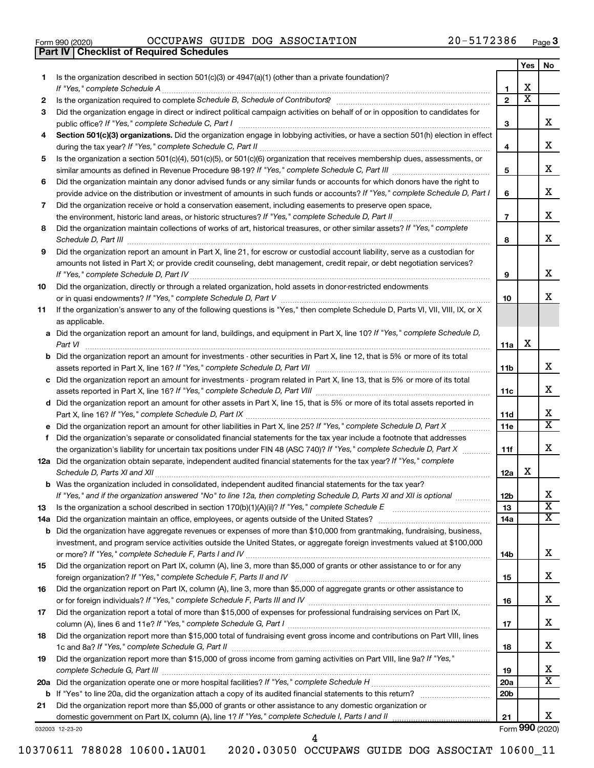Form 990 (2020) OCCUPAWS GUIDE DOG ASSOCIATION 20-5172386 Page 3

**Part IV | Checklist of Required Schedules**

| | | | Yes | No |
|---|---|---|---|---|
| 1 | Is the organization described in section 501(c)(3) or 4947(a)(1) (other than a private foundation)? *If "Yes," complete Schedule A* | 1 | X | |
| 2 | Is the organization required to complete *Schedule B, Schedule of Contributors*? | 2 | X | |
| 3 | Did the organization engage in direct or indirect political campaign activities on behalf of or in opposition to candidates for public office? *If "Yes," complete Schedule C, Part I* | 3 | | X |
| 4 | **Section 501(c)(3) organizations.** Did the organization engage in lobbying activities, or have a section 501(h) election in effect during the tax year? *If "Yes," complete Schedule C, Part II* | 4 | | X |
| 5 | Is the organization a section 501(c)(4), 501(c)(5), or 501(c)(6) organization that receives membership dues, assessments, or similar amounts as defined in Revenue Procedure 98-19? *If "Yes," complete Schedule C, Part III* | 5 | | X |
| 6 | Did the organization maintain any donor advised funds or any similar funds or accounts for which donors have the right to provide advice on the distribution or investment of amounts in such funds or accounts? *If "Yes," complete Schedule D, Part I* | 6 | | X |
| 7 | Did the organization receive or hold a conservation easement, including easements to preserve open space, the environment, historic land areas, or historic structures? *If "Yes," complete Schedule D, Part II* | 7 | | X |
| 8 | Did the organization maintain collections of works of art, historical treasures, or other similar assets? *If "Yes," complete Schedule D, Part III* | 8 | | X |
| 9 | Did the organization report an amount in Part X, line 21, for escrow or custodial account liability, serve as a custodian for amounts not listed in Part X; or provide credit counseling, debt management, credit repair, or debt negotiation services? *If "Yes," complete Schedule D, Part IV* | 9 | | X |
| 10 | Did the organization, directly or through a related organization, hold assets in donor-restricted endowments or in quasi endowments? *If "Yes," complete Schedule D, Part V* | 10 | | X |
| 11 | If the organization's answer to any of the following questions is "Yes," then complete Schedule D, Parts VI, VII, VIII, IX, or X as applicable. | | | |
| a | Did the organization report an amount for land, buildings, and equipment in Part X, line 10? *If "Yes," complete Schedule D, Part VI* | 11a | X | |
| b | Did the organization report an amount for investments - other securities in Part X, line 12, that is 5% or more of its total assets reported in Part X, line 16? *If "Yes," complete Schedule D, Part VII* | 11b | | X |
| c | Did the organization report an amount for investments - program related in Part X, line 13, that is 5% or more of its total assets reported in Part X, line 16? *If "Yes," complete Schedule D, Part VIII* | 11c | | X |
| d | Did the organization report an amount for other assets in Part X, line 15, that is 5% or more of its total assets reported in Part X, line 16? *If "Yes," complete Schedule D, Part IX* | 11d | | X |
| e | Did the organization report an amount for other liabilities in Part X, line 25? *If "Yes," complete Schedule D, Part X* | 11e | | X |
| f | Did the organization's separate or consolidated financial statements for the tax year include a footnote that addresses the organization's liability for uncertain tax positions under FIN 48 (ASC 740)? *If "Yes," complete Schedule D, Part X* | 11f | | X |
| 12a | Did the organization obtain separate, independent audited financial statements for the tax year? *If "Yes," complete Schedule D, Parts XI and XII* | 12a | X | |
| b | Was the organization included in consolidated, independent audited financial statements for the tax year? *If "Yes," and if the organization answered "No" to line 12a, then completing Schedule D, Parts XI and XII is optional* | 12b | | X |
| 13 | Is the organization a school described in section 170(b)(1)(A)(ii)? *If "Yes," complete Schedule E* | 13 | | X |
| 14a | Did the organization maintain an office, employees, or agents outside of the United States? | 14a | | X |
| b | Did the organization have aggregate revenues or expenses of more than $10,000 from grantmaking, fundraising, business, investment, and program service activities outside the United States, or aggregate foreign investments valued at $100,000 or more? *If "Yes," complete Schedule F, Parts I and IV* | 14b | | X |
| 15 | Did the organization report on Part IX, column (A), line 3, more than $5,000 of grants or other assistance to or for any foreign organization? *If "Yes," complete Schedule F, Parts II and IV* | 15 | | X |
| 16 | Did the organization report on Part IX, column (A), line 3, more than $5,000 of aggregate grants or other assistance to or for foreign individuals? *If "Yes," complete Schedule F, Parts III and IV* | 16 | | X |
| 17 | Did the organization report a total of more than $15,000 of expenses for professional fundraising services on Part IX, column (A), lines 6 and 11e? *If "Yes," complete Schedule G, Part I* | 17 | | X |
| 18 | Did the organization report more than $15,000 total of fundraising event gross income and contributions on Part VIII, lines 1c and 8a? *If "Yes," complete Schedule G, Part II* | 18 | | X |
| 19 | Did the organization report more than $15,000 of gross income from gaming activities on Part VIII, line 9a? *If "Yes," complete Schedule G, Part III* | 19 | | X |
| 20a | Did the organization operate one or more hospital facilities? *If "Yes," complete Schedule H* | 20a | | X |
| b | If "Yes" to line 20a, did the organization attach a copy of its audited financial statements to this return? | 20b | | |
| 21 | Did the organization report more than $5,000 of grants or other assistance to any domestic organization or domestic government on Part IX, column (A), line 1? *If "Yes," complete Schedule I, Parts I and II* | 21 | | X |

032003 12-23-20 Form **990** (2020)

10370611 788028 10600.1AU01 2020.03050 OCCUPAWS GUIDE DOG ASSOCIAT 10600_11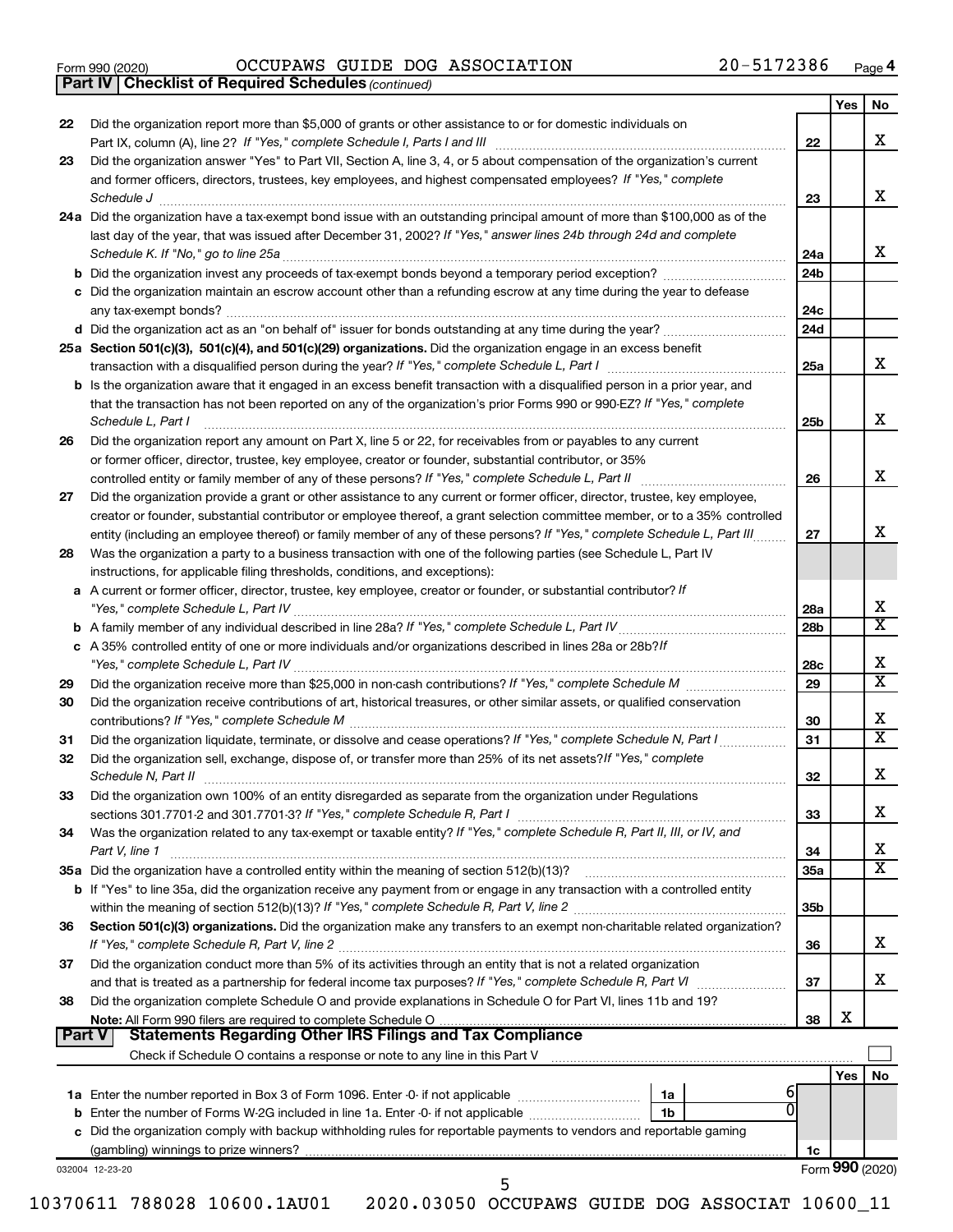Form 990 (2020) OCCUPAWS GUIDE DOG ASSOCIATION 20-5172386 Page 4

**Part IV | Checklist of Required Schedules** *(continued)*

| | | | Yes | No |
|---|---|---|---|---|
| 22 | Did the organization report more than $5,000 of grants or other assistance to or for domestic individuals on Part IX, column (A), line 2? *If "Yes," complete Schedule I, Parts I and III* | 22 | | X |
| 23 | Did the organization answer "Yes" to Part VII, Section A, line 3, 4, or 5 about compensation of the organization's current and former officers, directors, trustees, key employees, and highest compensated employees? *If "Yes," complete Schedule J* | 23 | | X |
| 24a | Did the organization have a tax-exempt bond issue with an outstanding principal amount of more than $100,000 as of the last day of the year, that was issued after December 31, 2002? *If "Yes," answer lines 24b through 24d and complete Schedule K. If "No," go to line 25a* | 24a | | X |
| b | Did the organization invest any proceeds of tax-exempt bonds beyond a temporary period exception? | 24b | | |
| c | Did the organization maintain an escrow account other than a refunding escrow at any time during the year to defease any tax-exempt bonds? | 24c | | |
| d | Did the organization act as an "on behalf of" issuer for bonds outstanding at any time during the year? | 24d | | |
| 25a | **Section 501(c)(3), 501(c)(4), and 501(c)(29) organizations.** Did the organization engage in an excess benefit transaction with a disqualified person during the year? *If "Yes," complete Schedule L, Part I* | 25a | | X |
| b | Is the organization aware that it engaged in an excess benefit transaction with a disqualified person in a prior year, and that the transaction has not been reported on any of the organization's prior Forms 990 or 990-EZ? *If "Yes," complete Schedule L, Part I* | 25b | | X |
| 26 | Did the organization report any amount on Part X, line 5 or 22, for receivables from or payables to any current or former officer, director, trustee, key employee, creator or founder, substantial contributor, or 35% controlled entity or family member of any of these persons? *If "Yes," complete Schedule L, Part II* | 26 | | X |
| 27 | Did the organization provide a grant or other assistance to any current or former officer, director, trustee, key employee, creator or founder, substantial contributor or employee thereof, a grant selection committee member, or to a 35% controlled entity (including an employee thereof) or family member of any of these persons? *If "Yes," complete Schedule L, Part III* | 27 | | X |
| 28 | Was the organization a party to a business transaction with one of the following parties (see Schedule L, Part IV instructions, for applicable filing thresholds, conditions, and exceptions): | | | |
| a | A current or former officer, director, trustee, key employee, creator or founder, or substantial contributor? *If "Yes," complete Schedule L, Part IV* | 28a | | X |
| b | A family member of any individual described in line 28a? *If "Yes," complete Schedule L, Part IV* | 28b | | X |
| c | A 35% controlled entity of one or more individuals and/or organizations described in lines 28a or 28b? *If "Yes," complete Schedule L, Part IV* | 28c | | X |
| 29 | Did the organization receive more than $25,000 in non-cash contributions? *If "Yes," complete Schedule M* | 29 | | X |
| 30 | Did the organization receive contributions of art, historical treasures, or other similar assets, or qualified conservation contributions? *If "Yes," complete Schedule M* | 30 | | X |
| 31 | Did the organization liquidate, terminate, or dissolve and cease operations? *If "Yes," complete Schedule N, Part I* | 31 | | X |
| 32 | Did the organization sell, exchange, dispose of, or transfer more than 25% of its net assets? *If "Yes," complete Schedule N, Part II* | 32 | | X |
| 33 | Did the organization own 100% of an entity disregarded as separate from the organization under Regulations sections 301.7701-2 and 301.7701-3? *If "Yes," complete Schedule R, Part I* | 33 | | X |
| 34 | Was the organization related to any tax-exempt or taxable entity? *If "Yes," complete Schedule R, Part II, III, or IV, and Part V, line 1* | 34 | | X |
| 35a | Did the organization have a controlled entity within the meaning of section 512(b)(13)? | 35a | | X |
| b | If "Yes" to line 35a, did the organization receive any payment from or engage in any transaction with a controlled entity within the meaning of section 512(b)(13)? *If "Yes," complete Schedule R, Part V, line 2* | 35b | | |
| 36 | **Section 501(c)(3) organizations.** Did the organization make any transfers to an exempt non-charitable related organization? *If "Yes," complete Schedule R, Part V, line 2* | 36 | | X |
| 37 | Did the organization conduct more than 5% of its activities through an entity that is not a related organization and that is treated as a partnership for federal income tax purposes? *If "Yes," complete Schedule R, Part VI* | 37 | | X |
| 38 | Did the organization complete Schedule O and provide explanations in Schedule O for Part VI, lines 11b and 19? **Note:** All Form 990 filers are required to complete Schedule O | 38 | X | |

**Part V | Statements Regarding Other IRS Filings and Tax Compliance**

Check if Schedule O contains a response or note to any line in this Part V ☐

| | | | | | Yes | No |
|---|---|---|---|---|---|---|
| 1a | Enter the number reported in Box 3 of Form 1096. Enter -0- if not applicable | 1a | 6 | | | |
| b | Enter the number of Forms W-2G included in line 1a. Enter -0- if not applicable | 1b | 0 | | | |
| c | Did the organization comply with backup withholding rules for reportable payments to vendors and reportable gaming (gambling) winnings to prize winners? | | | 1c | | |

032004 12-23-20 Form **990** (2020)

10370611 788028 10600.1AU01 2020.03050 OCCUPAWS GUIDE DOG ASSOCIAT 10600_11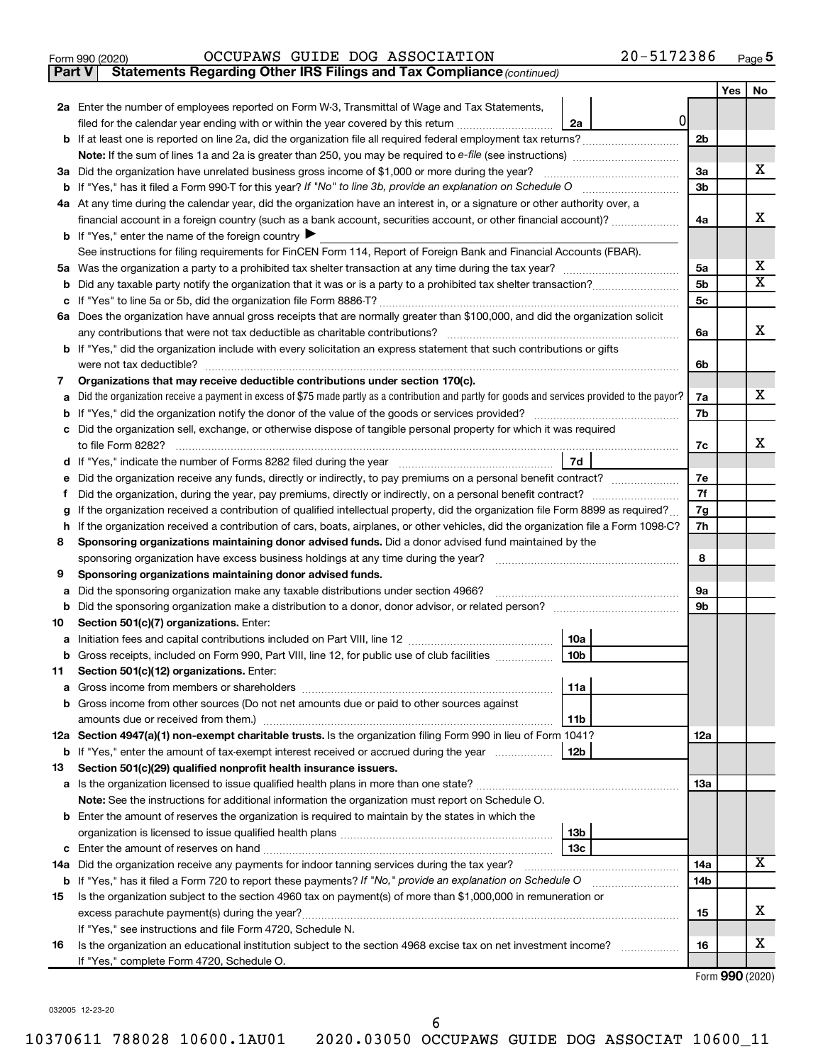Form 990 (2020) OCCUPAWS GUIDE DOG ASSOCIATION 20-5172386 Page **5**

**Part V | Statements Regarding Other IRS Filings and Tax Compliance** *(continued)*

| | | | | | Yes | No |
|---|---|---|---|---|---|---|
| **2a** | Enter the number of employees reported on Form W-3, Transmittal of Wage and Tax Statements, filed for the calendar year ending with or within the year covered by this return | 2a | 0 | | | |
| **b** | If at least one is reported on line 2a, did the organization file all required federal employment tax returns? | | | 2b | | |
| | **Note:** If the sum of lines 1a and 2a is greater than 250, you may be required to *e-file* (see instructions) | | | | | |
| **3a** | Did the organization have unrelated business gross income of $1,000 or more during the year? | | | 3a | | X |
| **b** | If "Yes," has it filed a Form 990-T for this year? *If "No" to line 3b, provide an explanation on Schedule O* | | | 3b | | |
| **4a** | At any time during the calendar year, did the organization have an interest in, or a signature or other authority over, a financial account in a foreign country (such as a bank account, securities account, or other financial account)? | | | 4a | | X |
| **b** | If "Yes," enter the name of the foreign country ▶ | | | | | |
| | See instructions for filing requirements for FinCEN Form 114, Report of Foreign Bank and Financial Accounts (FBAR). | | | | | |
| **5a** | Was the organization a party to a prohibited tax shelter transaction at any time during the tax year? | | | 5a | | X |
| **b** | Did any taxable party notify the organization that it was or is a party to a prohibited tax shelter transaction? | | | 5b | | X |
| **c** | If "Yes" to line 5a or 5b, did the organization file Form 8886-T? | | | 5c | | |
| **6a** | Does the organization have annual gross receipts that are normally greater than $100,000, and did the organization solicit any contributions that were not tax deductible as charitable contributions? | | | 6a | | X |
| **b** | If "Yes," did the organization include with every solicitation an express statement that such contributions or gifts were not tax deductible? | | | 6b | | |
| **7** | **Organizations that may receive deductible contributions under section 170(c).** | | | | | |
| **a** | Did the organization receive a payment in excess of $75 made partly as a contribution and partly for goods and services provided to the payor? | | | 7a | | X |
| **b** | If "Yes," did the organization notify the donor of the value of the goods or services provided? | | | 7b | | |
| **c** | Did the organization sell, exchange, or otherwise dispose of tangible personal property for which it was required to file Form 8282? | | | 7c | | X |
| **d** | If "Yes," indicate the number of Forms 8282 filed during the year | 7d | | | | |
| **e** | Did the organization receive any funds, directly or indirectly, to pay premiums on a personal benefit contract? | | | 7e | | |
| **f** | Did the organization, during the year, pay premiums, directly or indirectly, on a personal benefit contract? | | | 7f | | |
| **g** | If the organization received a contribution of qualified intellectual property, did the organization file Form 8899 as required? | | | 7g | | |
| **h** | If the organization received a contribution of cars, boats, airplanes, or other vehicles, did the organization file a Form 1098-C? | | | 7h | | |
| **8** | **Sponsoring organizations maintaining donor advised funds.** Did a donor advised fund maintained by the sponsoring organization have excess business holdings at any time during the year? | | | 8 | | |
| **9** | **Sponsoring organizations maintaining donor advised funds.** | | | | | |
| **a** | Did the sponsoring organization make any taxable distributions under section 4966? | | | 9a | | |
| **b** | Did the sponsoring organization make a distribution to a donor, donor advisor, or related person? | | | 9b | | |
| **10** | **Section 501(c)(7) organizations.** Enter: | | | | | |
| **a** | Initiation fees and capital contributions included on Part VIII, line 12 | 10a | | | | |
| **b** | Gross receipts, included on Form 990, Part VIII, line 12, for public use of club facilities | 10b | | | | |
| **11** | **Section 501(c)(12) organizations.** Enter: | | | | | |
| **a** | Gross income from members or shareholders | 11a | | | | |
| **b** | Gross income from other sources (Do not net amounts due or paid to other sources against amounts due or received from them.) | 11b | | | | |
| **12a** | **Section 4947(a)(1) non-exempt charitable trusts.** Is the organization filing Form 990 in lieu of Form 1041? | | | 12a | | |
| **b** | If "Yes," enter the amount of tax-exempt interest received or accrued during the year | 12b | | | | |
| **13** | **Section 501(c)(29) qualified nonprofit health insurance issuers.** | | | | | |
| **a** | Is the organization licensed to issue qualified health plans in more than one state? | | | 13a | | |
| | **Note:** See the instructions for additional information the organization must report on Schedule O. | | | | | |
| **b** | Enter the amount of reserves the organization is required to maintain by the states in which the organization is licensed to issue qualified health plans | 13b | | | | |
| **c** | Enter the amount of reserves on hand | 13c | | | | |
| **14a** | Did the organization receive any payments for indoor tanning services during the tax year? | | | 14a | | X |
| **b** | If "Yes," has it filed a Form 720 to report these payments? *If "No," provide an explanation on Schedule O* | | | 14b | | |
| **15** | Is the organization subject to the section 4960 tax on payment(s) of more than $1,000,000 in remuneration or excess parachute payment(s) during the year? | | | 15 | | X |
| | If "Yes," see instructions and file Form 4720, Schedule N. | | | | | |
| **16** | Is the organization an educational institution subject to the section 4968 excise tax on net investment income? | | | 16 | | X |
| | If "Yes," complete Form 4720, Schedule O. | | | | | |

Form **990** (2020)

032005 12-23-20

10370611 788028 10600.1AU01 2020.03050 OCCUPAWS GUIDE DOG ASSOCIAT 10600_11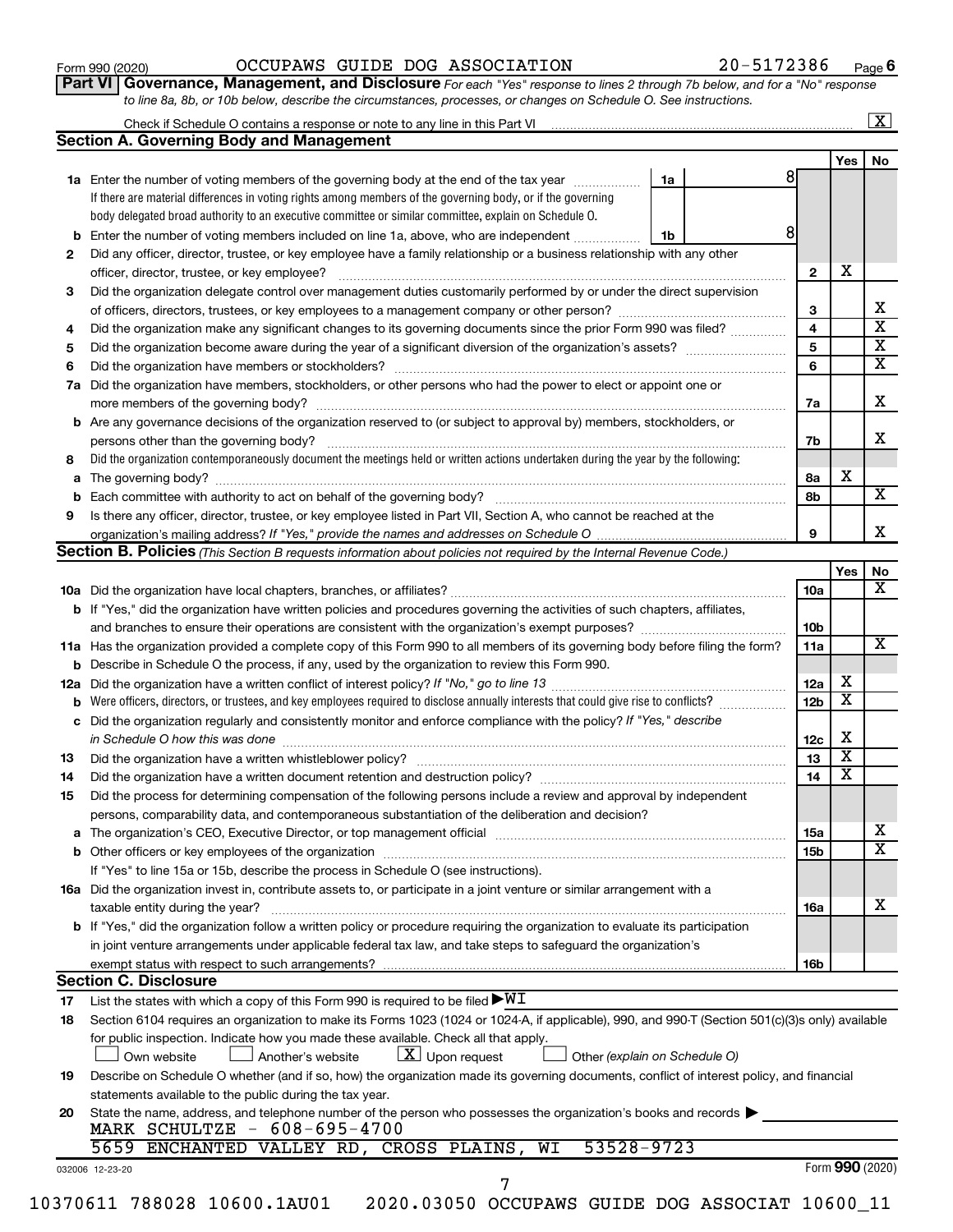Form 990 (2020) OCCUPAWS GUIDE DOG ASSOCIATION 20-5172386 Page 6

**Part VI Governance, Management, and Disclosure** *For each "Yes" response to lines 2 through 7b below, and for a "No" response to line 8a, 8b, or 10b below, describe the circumstances, processes, or changes on Schedule O. See instructions.*

Check if Schedule O contains a response or note to any line in this Part VI .......... [X]

## Section A. Governing Body and Management

| | | | Yes | No |
|---|---|---|---|---|
| **1a** | Enter the number of voting members of the governing body at the end of the tax year ..... 1a 8 <br> If there are material differences in voting rights among members of the governing body, or if the governing body delegated broad authority to an executive committee or similar committee, explain on Schedule O. | | | |
| **b** | Enter the number of voting members included on line 1a, above, who are independent ..... 1b 8 | | | |
| **2** | Did any officer, director, trustee, or key employee have a family relationship or a business relationship with any other officer, director, trustee, or key employee? | 2 | X | |
| **3** | Did the organization delegate control over management duties customarily performed by or under the direct supervision of officers, directors, trustees, or key employees to a management company or other person? | 3 | | X |
| **4** | Did the organization make any significant changes to its governing documents since the prior Form 990 was filed? | 4 | | X |
| **5** | Did the organization become aware during the year of a significant diversion of the organization's assets? | 5 | | X |
| **6** | Did the organization have members or stockholders? | 6 | | X |
| **7a** | Did the organization have members, stockholders, or other persons who had the power to elect or appoint one or more members of the governing body? | 7a | | X |
| **b** | Are any governance decisions of the organization reserved to (or subject to approval by) members, stockholders, or persons other than the governing body? | 7b | | X |
| **8** | Did the organization contemporaneously document the meetings held or written actions undertaken during the year by the following: | | | |
| **a** | The governing body? | 8a | X | |
| **b** | Each committee with authority to act on behalf of the governing body? | 8b | | X |
| **9** | Is there any officer, director, trustee, or key employee listed in Part VII, Section A, who cannot be reached at the organization's mailing address? *If "Yes," provide the names and addresses on Schedule O* | 9 | | X |

## Section B. Policies *(This Section B requests information about policies not required by the Internal Revenue Code.)*

| | | | Yes | No |
|---|---|---|---|---|
| **10a** | Did the organization have local chapters, branches, or affiliates? | 10a | | X |
| **b** | If "Yes," did the organization have written policies and procedures governing the activities of such chapters, affiliates, and branches to ensure their operations are consistent with the organization's exempt purposes? | 10b | | |
| **11a** | Has the organization provided a complete copy of this Form 990 to all members of its governing body before filing the form? | 11a | | X |
| **b** | Describe in Schedule O the process, if any, used by the organization to review this Form 990. | | | |
| **12a** | Did the organization have a written conflict of interest policy? *If "No," go to line 13* | 12a | X | |
| **b** | Were officers, directors, or trustees, and key employees required to disclose annually interests that could give rise to conflicts? | 12b | X | |
| **c** | Did the organization regularly and consistently monitor and enforce compliance with the policy? *If "Yes," describe in Schedule O how this was done* | 12c | X | |
| **13** | Did the organization have a written whistleblower policy? | 13 | X | |
| **14** | Did the organization have a written document retention and destruction policy? | 14 | X | |
| **15** | Did the process for determining compensation of the following persons include a review and approval by independent persons, comparability data, and contemporaneous substantiation of the deliberation and decision? | | | |
| **a** | The organization's CEO, Executive Director, or top management official | 15a | | X |
| **b** | Other officers or key employees of the organization <br> If "Yes" to line 15a or 15b, describe the process in Schedule O (see instructions). | 15b | | X |
| **16a** | Did the organization invest in, contribute assets to, or participate in a joint venture or similar arrangement with a taxable entity during the year? | 16a | | X |
| **b** | If "Yes," did the organization follow a written policy or procedure requiring the organization to evaluate its participation in joint venture arrangements under applicable federal tax law, and take steps to safeguard the organization's exempt status with respect to such arrangements? | 16b | | |

## Section C. Disclosure

**17** List the states with which a copy of this Form 990 is required to be filed ▶ WI

**18** Section 6104 requires an organization to make its Forms 1023 (1024 or 1024-A, if applicable), 990, and 990-T (Section 501(c)(3)s only) available for public inspection. Indicate how you made these available. Check all that apply.

[ ] Own website [ ] Another's website [X] Upon request [ ] Other *(explain on Schedule O)*

**19** Describe on Schedule O whether (and if so, how) the organization made its governing documents, conflict of interest policy, and financial statements available to the public during the tax year.

**20** State the name, address, and telephone number of the person who possesses the organization's books and records ▶

MARK SCHULTZE - 608-695-4700
5659 ENCHANTED VALLEY RD, CROSS PLAINS, WI 53528-9723

032006 12-23-20 Form **990** (2020)

10370611 788028 10600.1AU01 2020.03050 OCCUPAWS GUIDE DOG ASSOCIAT 10600_11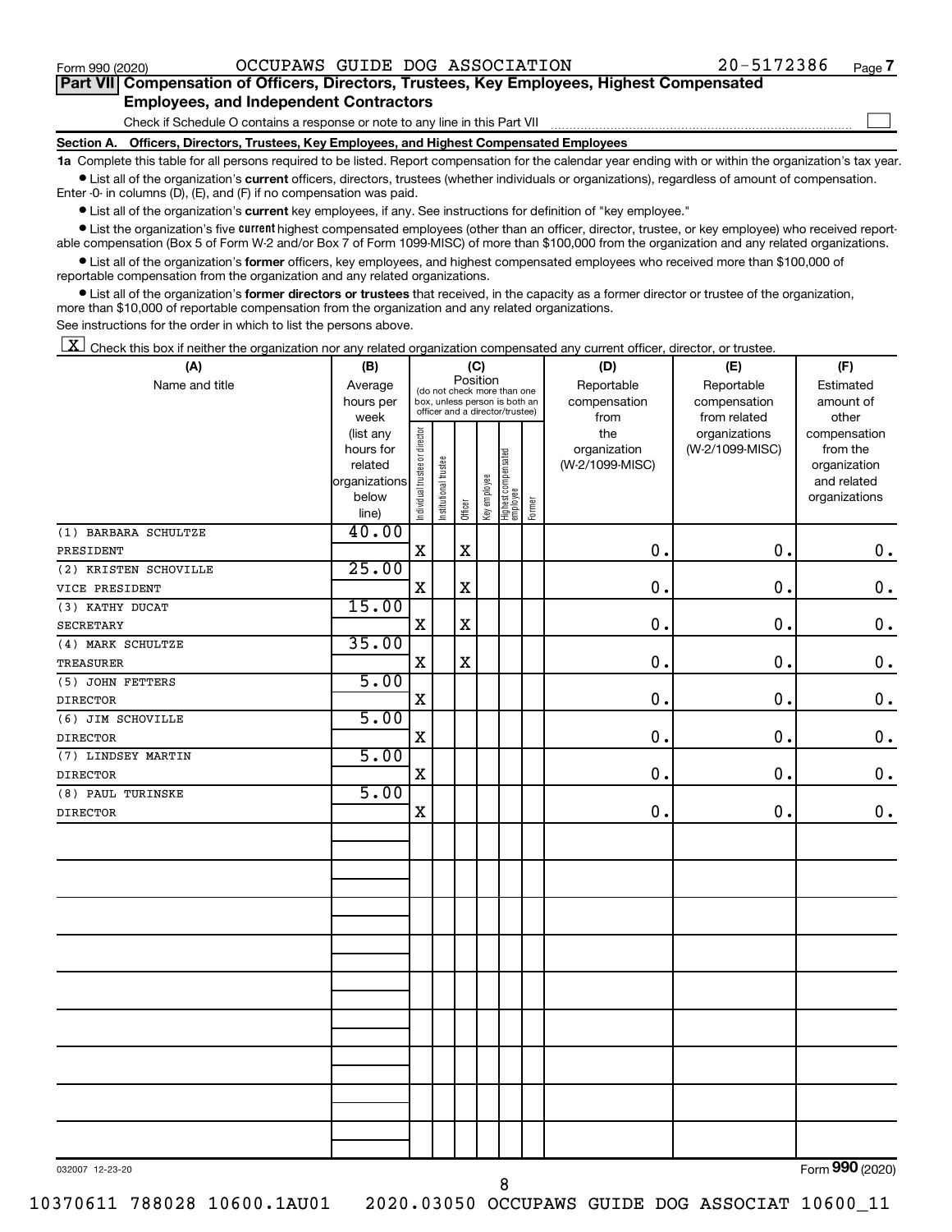Form 990 (2020) OCCUPAWS GUIDE DOG ASSOCIATION 20-5172386 Page 7

## Part VII Compensation of Officers, Directors, Trustees, Key Employees, Highest Compensated Employees, and Independent Contractors

Check if Schedule O contains a response or note to any line in this Part VII ☐

**Section A. Officers, Directors, Trustees, Key Employees, and Highest Compensated Employees**

**1a** Complete this table for all persons required to be listed. Report compensation for the calendar year ending with or within the organization's tax year.

- List all of the organization's **current** officers, directors, trustees (whether individuals or organizations), regardless of amount of compensation. Enter -0- in columns (D), (E), and (F) if no compensation was paid.
- List all of the organization's **current** key employees, if any. See instructions for definition of "key employee."
- List the organization's five **current** highest compensated employees (other than an officer, director, trustee, or key employee) who received reportable compensation (Box 5 of Form W-2 and/or Box 7 of Form 1099-MISC) of more than $100,000 from the organization and any related organizations.
- List all of the organization's **former** officers, key employees, and highest compensated employees who received more than $100,000 of reportable compensation from the organization and any related organizations.
- List all of the organization's **former directors or trustees** that received, in the capacity as a former director or trustee of the organization, more than $10,000 of reportable compensation from the organization and any related organizations.

See instructions for the order in which to list the persons above.

☒ Check this box if neither the organization nor any related organization compensated any current officer, director, or trustee.

| (A) Name and title | (B) Average hours per week (list any hours for related organizations below line) | (C) Position (do not check more than one box, unless person is both an officer and a director/trustee): Individual trustee or director | Institutional trustee | Officer | Key employee | Highest compensated employee | Former | (D) Reportable compensation from the organization (W-2/1099-MISC) | (E) Reportable compensation from related organizations (W-2/1099-MISC) | (F) Estimated amount of other compensation from the organization and related organizations |
|---|---|---|---|---|---|---|---|---|---|---|
| (1) BARBARA SCHULTZE<br>PRESIDENT | 40.00 | X | | X | | | | 0. | 0. | 0. |
| (2) KRISTEN SCHOVILLE<br>VICE PRESIDENT | 25.00 | X | | X | | | | 0. | 0. | 0. |
| (3) KATHY DUCAT<br>SECRETARY | 15.00 | X | | X | | | | 0. | 0. | 0. |
| (4) MARK SCHULTZE<br>TREASURER | 35.00 | X | | X | | | | 0. | 0. | 0. |
| (5) JOHN FETTERS<br>DIRECTOR | 5.00 | X | | | | | | 0. | 0. | 0. |
| (6) JIM SCHOVILLE<br>DIRECTOR | 5.00 | X | | | | | | 0. | 0. | 0. |
| (7) LINDSEY MARTIN<br>DIRECTOR | 5.00 | X | | | | | | 0. | 0. | 0. |
| (8) PAUL TURINSKE<br>DIRECTOR | 5.00 | X | | | | | | 0. | 0. | 0. |

032007 12-23-20 Form **990** (2020)

10370611 788028 10600.1AU01 2020.03050 OCCUPAWS GUIDE DOG ASSOCIAT 10600_11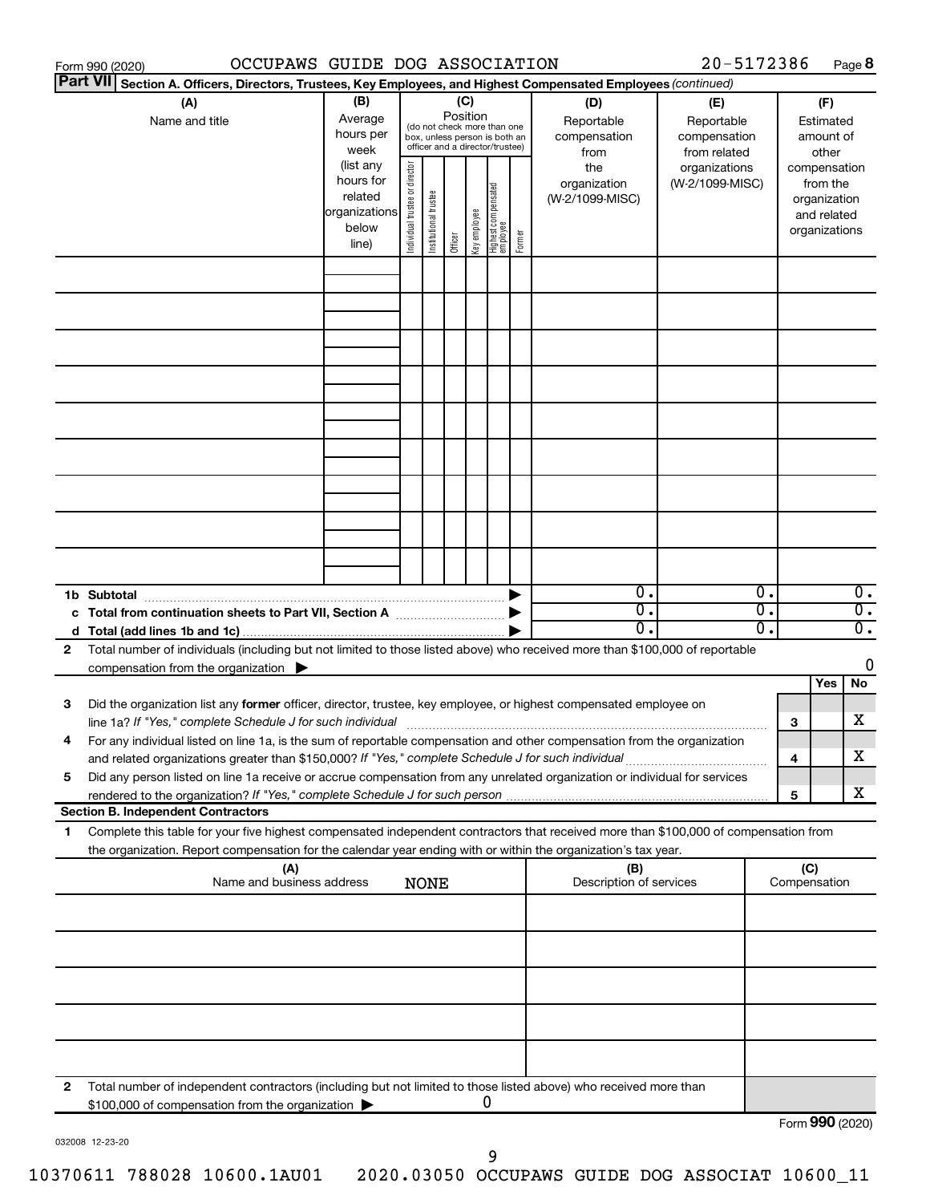Form 990 (2020) OCCUPAWS GUIDE DOG ASSOCIATION 20-5172386 Page 8

**Part VII Section A. Officers, Directors, Trustees, Key Employees, and Highest Compensated Employees** *(continued)*

| (A) Name and title | (B) Average hours per week (list any hours for related organizations below line) | (C) Position: Individual trustee or director | Institutional trustee | Officer | Key employee | Highest compensated employee | Former | (D) Reportable compensation from the organization (W-2/1099-MISC) | (E) Reportable compensation from related organizations (W-2/1099-MISC) | (F) Estimated amount of other compensation from the organization and related organizations |
|---|---|---|---|---|---|---|---|---|---|---|
| | | | | | | | | | | |
| | | | | | | | | | | |
| | | | | | | | | | | |
| | | | | | | | | | | |
| | | | | | | | | | | |
| | | | | | | | | | | |
| | | | | | | | | | | |
| | | | | | | | | | | |
| | | | | | | | | | | |
| **1b Subtotal** | | | | | | | | 0. | 0. | 0. |
| **c Total from continuation sheets to Part VII, Section A** | | | | | | | | 0. | 0. | 0. |
| **d Total (add lines 1b and 1c)** | | | | | | | | 0. | 0. | 0. |

**2** Total number of individuals (including but not limited to those listed above) who received more than $100,000 of reportable compensation from the organization ▶ 0

| | | | Yes | No |
|---|---|---|---|---|
| **3** | Did the organization list any **former** officer, director, trustee, key employee, or highest compensated employee on line 1a? *If "Yes," complete Schedule J for such individual* | 3 | | X |
| **4** | For any individual listed on line 1a, is the sum of reportable compensation and other compensation from the organization and related organizations greater than $150,000? *If "Yes," complete Schedule J for such individual* | 4 | | X |
| **5** | Did any person listed on line 1a receive or accrue compensation from any unrelated organization or individual for services rendered to the organization? *If "Yes," complete Schedule J for such person* | 5 | | X |

**Section B. Independent Contractors**

**1** Complete this table for your five highest compensated independent contractors that received more than $100,000 of compensation from the organization. Report compensation for the calendar year ending with or within the organization's tax year.

| (A) Name and business address NONE | (B) Description of services | (C) Compensation |
|---|---|---|
| | | |
| | | |
| | | |
| | | |
| | | |

**2** Total number of independent contractors (including but not limited to those listed above) who received more than $100,000 of compensation from the organization ▶ 0

Form **990** (2020)

032008 12-23-20

10370611 788028 10600.1AU01 2020.03050 OCCUPAWS GUIDE DOG ASSOCIAT 10600_11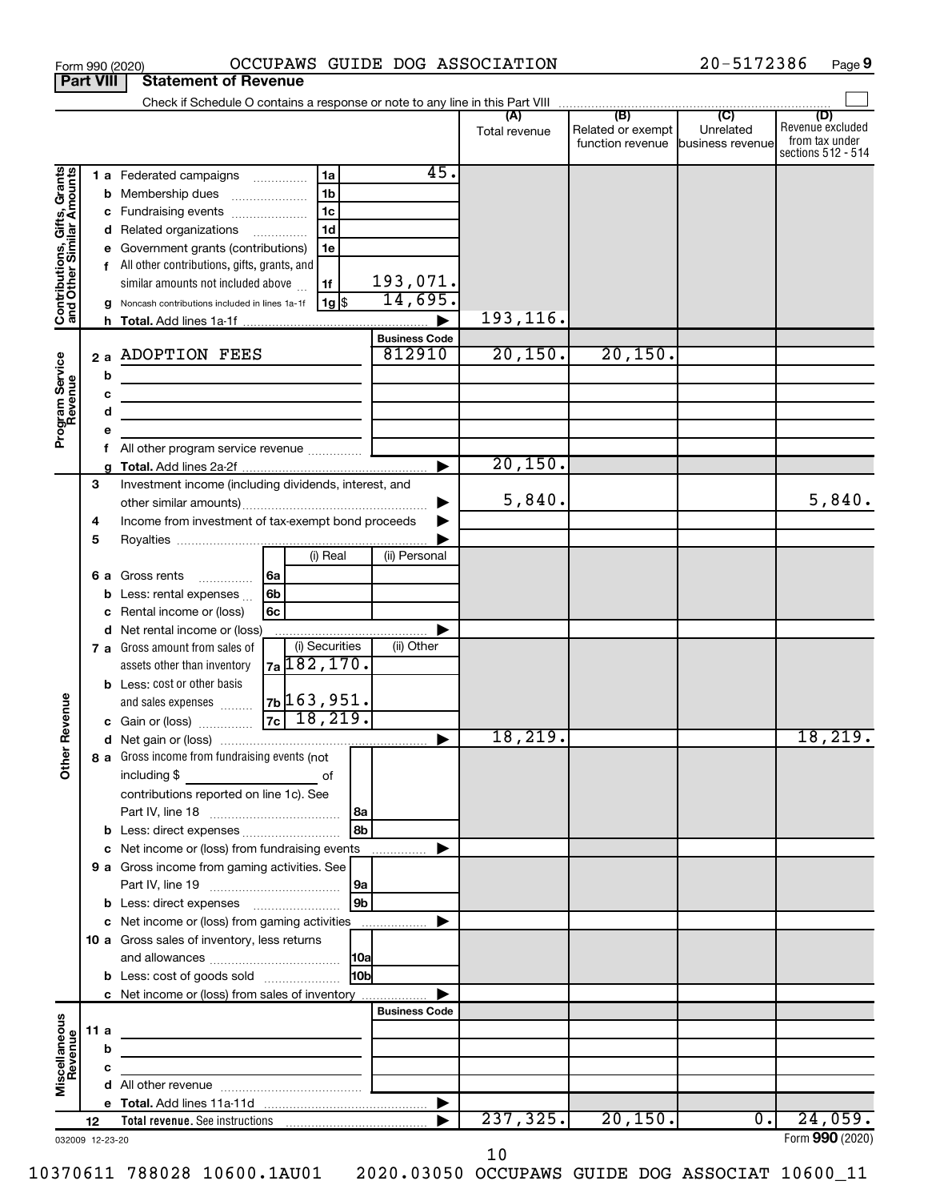Form 990 (2020) OCCUPAWS GUIDE DOG ASSOCIATION 20-5172386 Page **9**

**Part VIII Statement of Revenue**

Check if Schedule O contains a response or note to any line in this Part VIII

| | | | (A) Total revenue | (B) Related or exempt function revenue | (C) Unrelated business revenue | (D) Revenue excluded from tax under sections 512 - 514 |
|---|---|---|---|---|---|---|
| **Contributions, Gifts, Grants and Other Similar Amounts** | 1 a Federated campaigns | 1a 45. | | | | |
| | b Membership dues | 1b | | | | |
| | c Fundraising events | 1c | | | | |
| | d Related organizations | 1d | | | | |
| | e Government grants (contributions) | 1e | | | | |
| | f All other contributions, gifts, grants, and similar amounts not included above | 1f 193,071. | | | | |
| | g Noncash contributions included in lines 1a-1f | 1g $ 14,695. | | | | |
| | h **Total.** Add lines 1a-1f | | 193,116. | | | |
| **Program Service Revenue** | | Business Code | | | | |
| | 2 a ADOPTION FEES | 812910 | 20,150. | 20,150. | | |
| | b | | | | | |
| | c | | | | | |
| | d | | | | | |
| | e | | | | | |
| | f All other program service revenue | | | | | |
| | g **Total.** Add lines 2a-2f | | 20,150. | | | |
| **Other Revenue** | 3 Investment income (including dividends, interest, and other similar amounts) | | 5,840. | | | 5,840. |
| | 4 Income from investment of tax-exempt bond proceeds | | | | | |
| | 5 Royalties | | | | | |
| | | (i) Real / (ii) Personal | | | | |
| | 6 a Gross rents | 6a | | | | |
| | b Less: rental expenses | 6b | | | | |
| | c Rental income or (loss) | 6c | | | | |
| | d Net rental income or (loss) | | | | | |
| | | (i) Securities / (ii) Other | | | | |
| | 7 a Gross amount from sales of assets other than inventory | 7a 182,170. | | | | |
| | b Less: cost or other basis and sales expenses | 7b 163,951. | | | | |
| | c Gain or (loss) | 7c 18,219. | | | | |
| | d Net gain or (loss) | | 18,219. | | | 18,219. |
| | 8 a Gross income from fundraising events (not including $ of contributions reported on line 1c). See Part IV, line 18 | 8a | | | | |
| | b Less: direct expenses | 8b | | | | |
| | c Net income or (loss) from fundraising events | | | | | |
| | 9 a Gross income from gaming activities. See Part IV, line 19 | 9a | | | | |
| | b Less: direct expenses | 9b | | | | |
| | c Net income or (loss) from gaming activities | | | | | |
| | 10 a Gross sales of inventory, less returns and allowances | 10a | | | | |
| | b Less: cost of goods sold | 10b | | | | |
| | c Net income or (loss) from sales of inventory | | | | | |
| **Miscellaneous Revenue** | | Business Code | | | | |
| | 11 a | | | | | |
| | b | | | | | |
| | c | | | | | |
| | d All other revenue | | | | | |
| | e **Total.** Add lines 11a-11d | | | | | |
| | 12 **Total revenue.** See instructions | | 237,325. | 20,150. | 0. | 24,059. |

032009 12-23-20 Form **990** (2020)

10370611 788028 10600.1AU01 2020.03050 OCCUPAWS GUIDE DOG ASSOCIAT 10600_11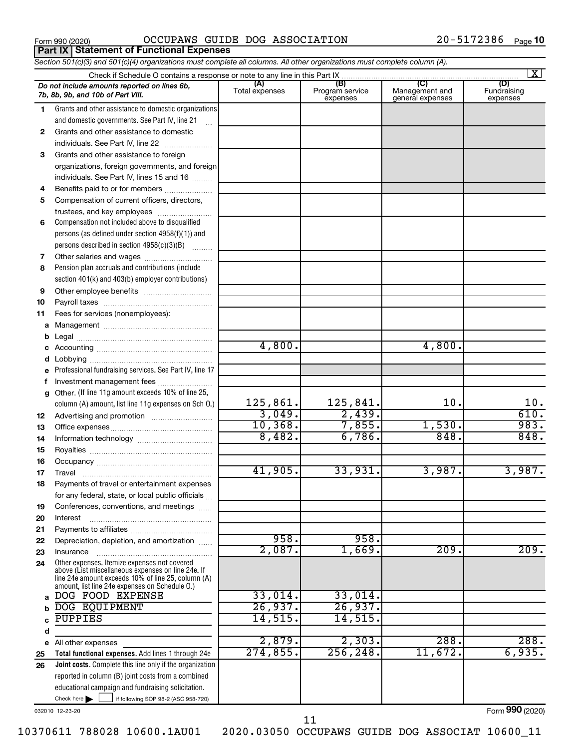Form 990 (2020) OCCUPAWS GUIDE DOG ASSOCIATION 20-5172386 Page 10

**Part IX | Statement of Functional Expenses**

*Section 501(c)(3) and 501(c)(4) organizations must complete all columns. All other organizations must complete column (A).*

Check if Schedule O contains a response or note to any line in this Part IX [X]

| | *Do not include amounts reported on lines 6b, 7b, 8b, 9b, and 10b of Part VIII.* | (A) Total expenses | (B) Program service expenses | (C) Management and general expenses | (D) Fundraising expenses |
|---|---|---|---|---|---|
| 1 | Grants and other assistance to domestic organizations and domestic governments. See Part IV, line 21 | | | | |
| 2 | Grants and other assistance to domestic individuals. See Part IV, line 22 | | | | |
| 3 | Grants and other assistance to foreign organizations, foreign governments, and foreign individuals. See Part IV, lines 15 and 16 | | | | |
| 4 | Benefits paid to or for members | | | | |
| 5 | Compensation of current officers, directors, trustees, and key employees | | | | |
| 6 | Compensation not included above to disqualified persons (as defined under section 4958(f)(1)) and persons described in section 4958(c)(3)(B) | | | | |
| 7 | Other salaries and wages | | | | |
| 8 | Pension plan accruals and contributions (include section 401(k) and 403(b) employer contributions) | | | | |
| 9 | Other employee benefits | | | | |
| 10 | Payroll taxes | | | | |
| 11 | Fees for services (nonemployees): | | | | |
| a | Management | | | | |
| b | Legal | | | | |
| c | Accounting | 4,800. | | 4,800. | |
| d | Lobbying | | | | |
| e | Professional fundraising services. See Part IV, line 17 | | | | |
| f | Investment management fees | | | | |
| g | Other. (If line 11g amount exceeds 10% of line 25, column (A) amount, list line 11g expenses on Sch O.) | 125,861. | 125,841. | 10. | 10. |
| 12 | Advertising and promotion | 3,049. | 2,439. | | 610. |
| 13 | Office expenses | 10,368. | 7,855. | 1,530. | 983. |
| 14 | Information technology | 8,482. | 6,786. | 848. | 848. |
| 15 | Royalties | | | | |
| 16 | Occupancy | | | | |
| 17 | Travel | 41,905. | 33,931. | 3,987. | 3,987. |
| 18 | Payments of travel or entertainment expenses for any federal, state, or local public officials | | | | |
| 19 | Conferences, conventions, and meetings | | | | |
| 20 | Interest | | | | |
| 21 | Payments to affiliates | | | | |
| 22 | Depreciation, depletion, and amortization | 958. | 958. | | |
| 23 | Insurance | 2,087. | 1,669. | 209. | 209. |
| 24 | Other expenses. Itemize expenses not covered above (List miscellaneous expenses on line 24e. If line 24e amount exceeds 10% of line 25, column (A) amount, list line 24e expenses on Schedule O.) | | | | |
| a | DOG FOOD EXPENSE | 33,014. | 33,014. | | |
| b | DOG EQUIPMENT | 26,937. | 26,937. | | |
| c | PUPPIES | 14,515. | 14,515. | | |
| d | | | | | |
| e | All other expenses | 2,879. | 2,303. | 288. | 288. |
| 25 | **Total functional expenses.** Add lines 1 through 24e | 274,855. | 256,248. | 11,672. | 6,935. |
| 26 | **Joint costs.** Complete this line only if the organization reported in column (B) joint costs from a combined educational campaign and fundraising solicitation. Check here [ ] if following SOP 98-2 (ASC 958-720) | | | | |

032010 12-23-20

Form **990** (2020)

10370611 788028 10600.1AU01 2020.03050 OCCUPAWS GUIDE DOG ASSOCIAT 10600_11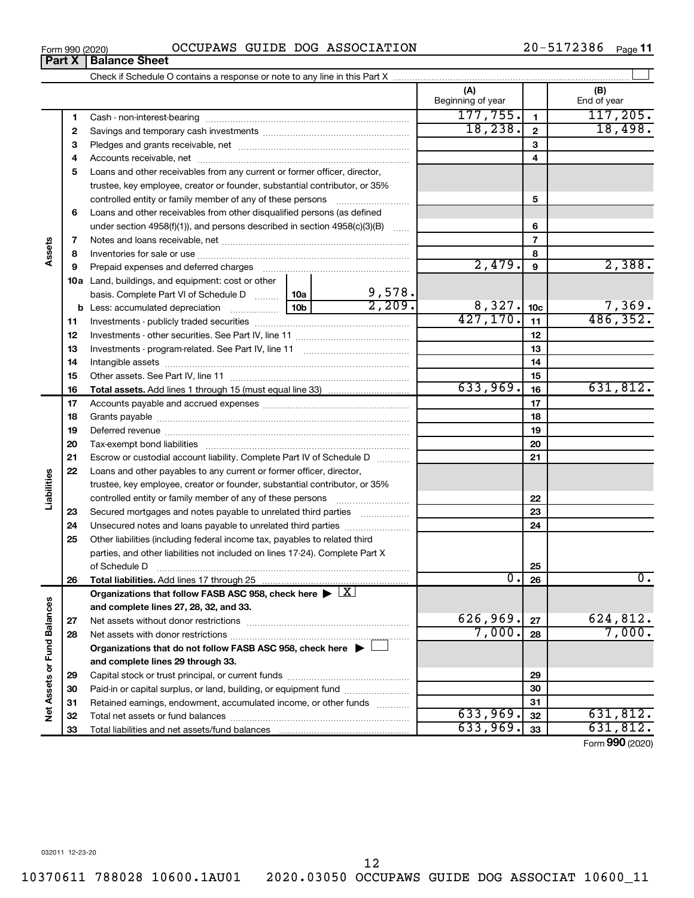Form 990 (2020) OCCUPAWS GUIDE DOG ASSOCIATION 20-5172386 Page 11

**Part X Balance Sheet**

Check if Schedule O contains a response or note to any line in this Part X

| | | | | (A) Beginning of year | | (B) End of year |
|---|---|---|---|---|---|---|
| Assets | 1 | Cash - non-interest-bearing | | 177,755. | 1 | 117,205. |
| | 2 | Savings and temporary cash investments | | 18,238. | 2 | 18,498. |
| | 3 | Pledges and grants receivable, net | | | 3 | |
| | 4 | Accounts receivable, net | | | 4 | |
| | 5 | Loans and other receivables from any current or former officer, director, trustee, key employee, creator or founder, substantial contributor, or 35% controlled entity or family member of any of these persons | | | 5 | |
| | 6 | Loans and other receivables from other disqualified persons (as defined under section 4958(f)(1)), and persons described in section 4958(c)(3)(B) | | | 6 | |
| | 7 | Notes and loans receivable, net | | | 7 | |
| | 8 | Inventories for sale or use | | | 8 | |
| | 9 | Prepaid expenses and deferred charges | | 2,479. | 9 | 2,388. |
| | 10a | Land, buildings, and equipment: cost or other basis. Complete Part VI of Schedule D | 10a 9,578. | | | |
| | b | Less: accumulated depreciation | 10b 2,209. | 8,327. | 10c | 7,369. |
| | 11 | Investments - publicly traded securities | | 427,170. | 11 | 486,352. |
| | 12 | Investments - other securities. See Part IV, line 11 | | | 12 | |
| | 13 | Investments - program-related. See Part IV, line 11 | | | 13 | |
| | 14 | Intangible assets | | | 14 | |
| | 15 | Other assets. See Part IV, line 11 | | | 15 | |
| | 16 | **Total assets.** Add lines 1 through 15 (must equal line 33) | | 633,969. | 16 | 631,812. |
| Liabilities | 17 | Accounts payable and accrued expenses | | | 17 | |
| | 18 | Grants payable | | | 18 | |
| | 19 | Deferred revenue | | | 19 | |
| | 20 | Tax-exempt bond liabilities | | | 20 | |
| | 21 | Escrow or custodial account liability. Complete Part IV of Schedule D | | | 21 | |
| | 22 | Loans and other payables to any current or former officer, director, trustee, key employee, creator or founder, substantial contributor, or 35% controlled entity or family member of any of these persons | | | 22 | |
| | 23 | Secured mortgages and notes payable to unrelated third parties | | | 23 | |
| | 24 | Unsecured notes and loans payable to unrelated third parties | | | 24 | |
| | 25 | Other liabilities (including federal income tax, payables to related third parties, and other liabilities not included on lines 17-24). Complete Part X of Schedule D | | | 25 | |
| | 26 | **Total liabilities.** Add lines 17 through 25 | | 0. | 26 | 0. |
| Net Assets or Fund Balances | | **Organizations that follow FASB ASC 958, check here** [X] **and complete lines 27, 28, 32, and 33.** | | | | |
| | 27 | Net assets without donor restrictions | | 626,969. | 27 | 624,812. |
| | 28 | Net assets with donor restrictions | | 7,000. | 28 | 7,000. |
| | | **Organizations that do not follow FASB ASC 958, check here** [ ] **and complete lines 29 through 33.** | | | | |
| | 29 | Capital stock or trust principal, or current funds | | | 29 | |
| | 30 | Paid-in or capital surplus, or land, building, or equipment fund | | | 30 | |
| | 31 | Retained earnings, endowment, accumulated income, or other funds | | | 31 | |
| | 32 | Total net assets or fund balances | | 633,969. | 32 | 631,812. |
| | 33 | Total liabilities and net assets/fund balances | | 633,969. | 33 | 631,812. |

Form **990** (2020)

032011 12-23-20

10370611 788028 10600.1AU01 2020.03050 OCCUPAWS GUIDE DOG ASSOCIAT 10600_11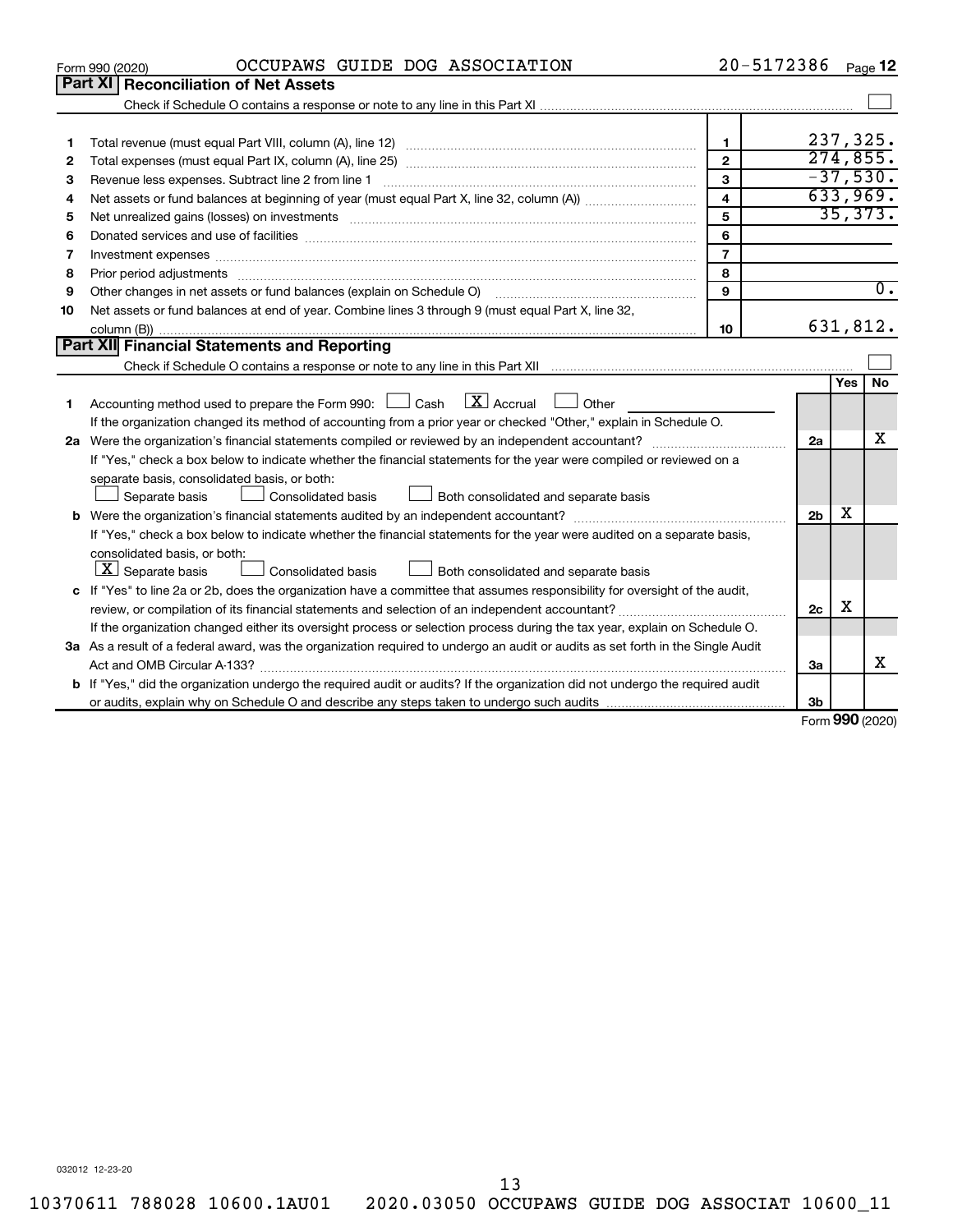Form 990 (2020) OCCUPAWS GUIDE DOG ASSOCIATION 20-5172386 Page **12**

## Part XI | Reconciliation of Net Assets

Check if Schedule O contains a response or note to any line in this Part XI ☐

| | | | |
|---|---|---|---|
| 1 | Total revenue (must equal Part VIII, column (A), line 12) | 1 | 237,325. |
| 2 | Total expenses (must equal Part IX, column (A), line 25) | 2 | 274,855. |
| 3 | Revenue less expenses. Subtract line 2 from line 1 | 3 | -37,530. |
| 4 | Net assets or fund balances at beginning of year (must equal Part X, line 32, column (A)) | 4 | 633,969. |
| 5 | Net unrealized gains (losses) on investments | 5 | 35,373. |
| 6 | Donated services and use of facilities | 6 | |
| 7 | Investment expenses | 7 | |
| 8 | Prior period adjustments | 8 | |
| 9 | Other changes in net assets or fund balances (explain on Schedule O) | 9 | 0. |
| 10 | Net assets or fund balances at end of year. Combine lines 3 through 9 (must equal Part X, line 32, column (B)) | 10 | 631,812. |

## Part XII | Financial Statements and Reporting

Check if Schedule O contains a response or note to any line in this Part XII ☐

| | | | Yes | No |
|---|---|---|---|---|
| 1 | Accounting method used to prepare the Form 990: ☐ Cash ☒ Accrual ☐ Other<br>If the organization changed its method of accounting from a prior year or checked "Other," explain in Schedule O. | | | |
| 2a | Were the organization's financial statements compiled or reviewed by an independent accountant?<br>If "Yes," check a box below to indicate whether the financial statements for the year were compiled or reviewed on a separate basis, consolidated basis, or both:<br>☐ Separate basis ☐ Consolidated basis ☐ Both consolidated and separate basis | 2a | | X |
| b | Were the organization's financial statements audited by an independent accountant?<br>If "Yes," check a box below to indicate whether the financial statements for the year were audited on a separate basis, consolidated basis, or both:<br>☒ Separate basis ☐ Consolidated basis ☐ Both consolidated and separate basis | 2b | X | |
| c | If "Yes" to line 2a or 2b, does the organization have a committee that assumes responsibility for oversight of the audit, review, or compilation of its financial statements and selection of an independent accountant?<br>If the organization changed either its oversight process or selection process during the tax year, explain on Schedule O. | 2c | X | |
| 3a | As a result of a federal award, was the organization required to undergo an audit or audits as set forth in the Single Audit Act and OMB Circular A-133? | 3a | | X |
| b | If "Yes," did the organization undergo the required audit or audits? If the organization did not undergo the required audit or audits, explain why on Schedule O and describe any steps taken to undergo such audits | 3b | | |

Form **990** (2020)

032012 12-23-20

10370611 788028 10600.1AU01 2020.03050 OCCUPAWS GUIDE DOG ASSOCIAT 10600_11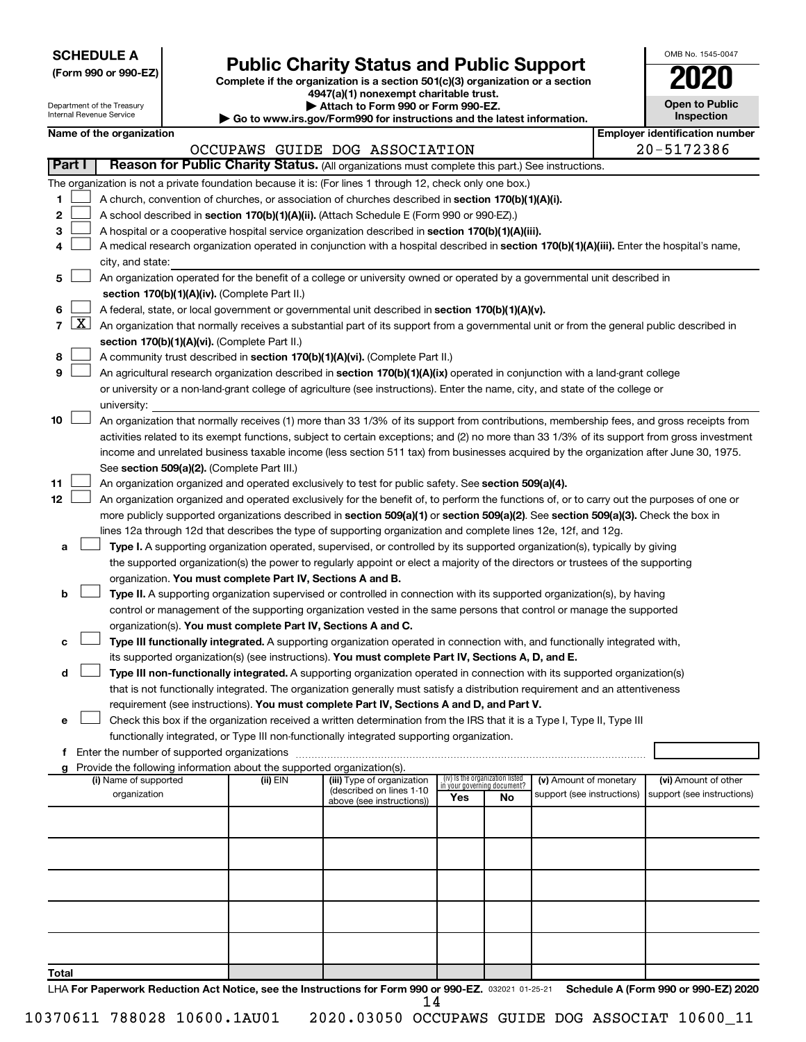**SCHEDULE A**
**(Form 990 or 990-EZ)**

Department of the Treasury
Internal Revenue Service

# Public Charity Status and Public Support

**Complete if the organization is a section 501(c)(3) organization or a section 4947(a)(1) nonexempt charitable trust.**
**▶ Attach to Form 990 or Form 990-EZ.**
**▶ Go to www.irs.gov/Form990 for instructions and the latest information.**

OMB No. 1545-0047
**2020**
**Open to Public Inspection**

**Name of the organization:** OCCUPAWS GUIDE DOG ASSOCIATION
**Employer identification number:** 20-5172386

## Part I — Reason for Public Charity Status. (All organizations must complete this part.) See instructions.

The organization is not a private foundation because it is: (For lines 1 through 12, check only one box.)

1. ☐ A church, convention of churches, or association of churches described in **section 170(b)(1)(A)(i).**
2. ☐ A school described in **section 170(b)(1)(A)(ii).** (Attach Schedule E (Form 990 or 990-EZ).)
3. ☐ A hospital or a cooperative hospital service organization described in **section 170(b)(1)(A)(iii).**
4. ☐ A medical research organization operated in conjunction with a hospital described in **section 170(b)(1)(A)(iii).** Enter the hospital's name, city, and state:
5. ☐ An organization operated for the benefit of a college or university owned or operated by a governmental unit described in **section 170(b)(1)(A)(iv).** (Complete Part II.)
6. ☐ A federal, state, or local government or governmental unit described in **section 170(b)(1)(A)(v).**
7. ☒ An organization that normally receives a substantial part of its support from a governmental unit or from the general public described in **section 170(b)(1)(A)(vi).** (Complete Part II.)
8. ☐ A community trust described in **section 170(b)(1)(A)(vi).** (Complete Part II.)
9. ☐ An agricultural research organization described in **section 170(b)(1)(A)(ix)** operated in conjunction with a land-grant college or university or a non-land-grant college of agriculture (see instructions). Enter the name, city, and state of the college or university:
10. ☐ An organization that normally receives (1) more than 33 1/3% of its support from contributions, membership fees, and gross receipts from activities related to its exempt functions, subject to certain exceptions; and (2) no more than 33 1/3% of its support from gross investment income and unrelated business taxable income (less section 511 tax) from businesses acquired by the organization after June 30, 1975. See **section 509(a)(2).** (Complete Part III.)
11. ☐ An organization organized and operated exclusively to test for public safety. See **section 509(a)(4).**
12. ☐ An organization organized and operated exclusively for the benefit of, to perform the functions of, or to carry out the purposes of one or more publicly supported organizations described in **section 509(a)(1)** or **section 509(a)(2).** See **section 509(a)(3).** Check the box in lines 12a through 12d that describes the type of supporting organization and complete lines 12e, 12f, and 12g.
   - **a** ☐ **Type I.** A supporting organization operated, supervised, or controlled by its supported organization(s), typically by giving the supported organization(s) the power to regularly appoint or elect a majority of the directors or trustees of the supporting organization. **You must complete Part IV, Sections A and B.**
   - **b** ☐ **Type II.** A supporting organization supervised or controlled in connection with its supported organization(s), by having control or management of the supporting organization vested in the same persons that control or manage the supported organization(s). **You must complete Part IV, Sections A and C.**
   - **c** ☐ **Type III functionally integrated.** A supporting organization operated in connection with, and functionally integrated with, its supported organization(s) (see instructions). **You must complete Part IV, Sections A, D, and E.**
   - **d** ☐ **Type III non-functionally integrated.** A supporting organization operated in connection with its supported organization(s) that is not functionally integrated. The organization generally must satisfy a distribution requirement and an attentiveness requirement (see instructions). **You must complete Part IV, Sections A and D, and Part V.**
   - **e** ☐ Check this box if the organization received a written determination from the IRS that it is a Type I, Type II, Type III functionally integrated, or Type III non-functionally integrated supporting organization.
   - **f** Enter the number of supported organizations
   - **g** Provide the following information about the supported organization(s).

| (i) Name of supported organization | (ii) EIN | (iii) Type of organization (described on lines 1-10 above (see instructions)) | (iv) Is the organization listed in your governing document? Yes | No | (v) Amount of monetary support (see instructions) | (vi) Amount of other support (see instructions) |
|---|---|---|---|---|---|---|
| | | | | | | |
| | | | | | | |
| | | | | | | |
| | | | | | | |
| | | | | | | |
| **Total** | | | | | | |

LHA **For Paperwork Reduction Act Notice, see the Instructions for Form 990 or 990-EZ.** 032021 01-25-21 **Schedule A (Form 990 or 990-EZ) 2020**

10370611 788028 10600.1AU01 2020.03050 OCCUPAWS GUIDE DOG ASSOCIAT 10600_11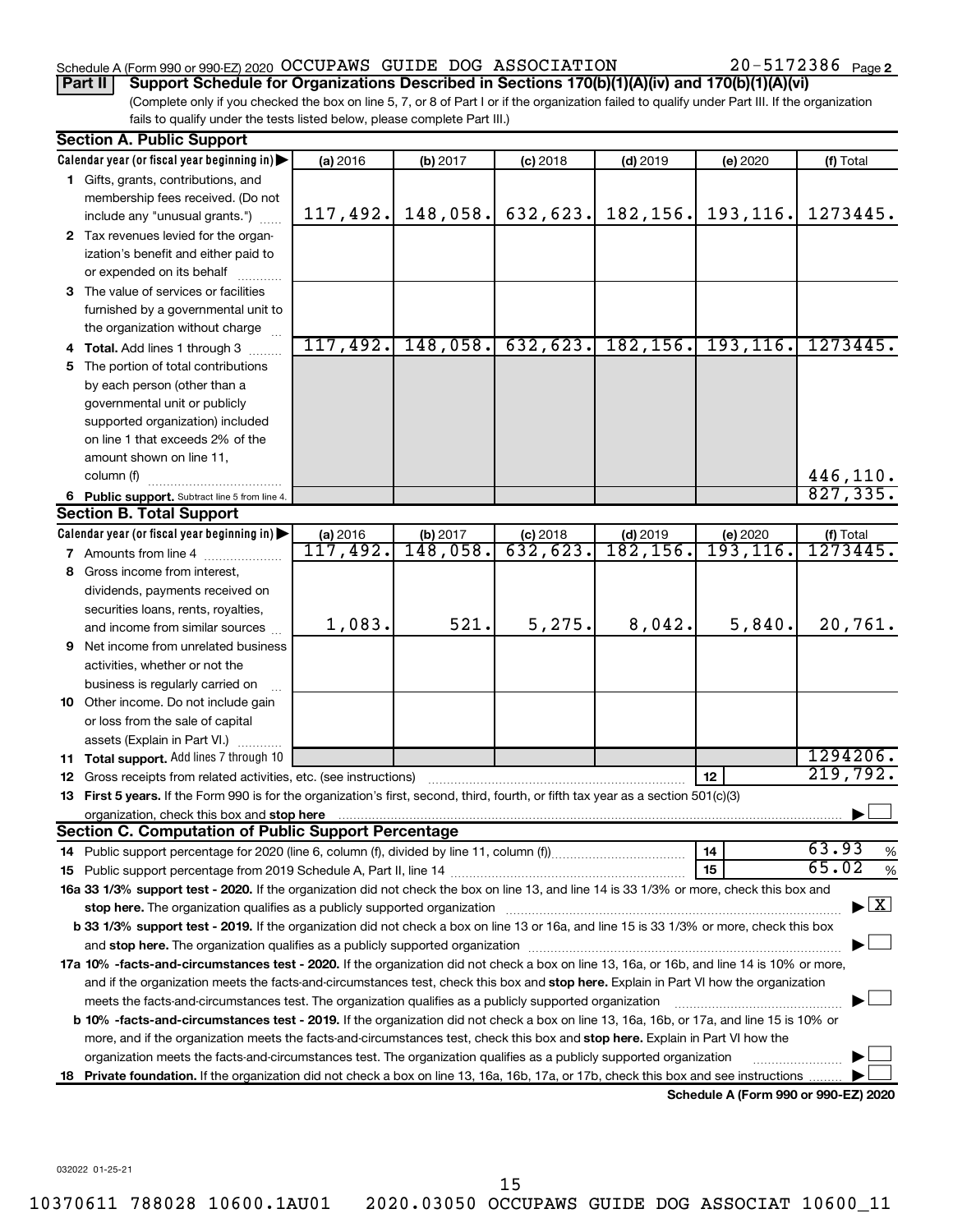Schedule A (Form 990 or 990-EZ) 2020 OCCUPAWS GUIDE DOG ASSOCIATION 20-5172386 Page 2

**Part II** **Support Schedule for Organizations Described in Sections 170(b)(1)(A)(iv) and 170(b)(1)(A)(vi)**

(Complete only if you checked the box on line 5, 7, or 8 of Part I or if the organization failed to qualify under Part III. If the organization fails to qualify under the tests listed below, please complete Part III.)

## Section A. Public Support

| Calendar year (or fiscal year beginning in) | (a) 2016 | (b) 2017 | (c) 2018 | (d) 2019 | (e) 2020 | (f) Total |
|---|---|---|---|---|---|---|
| **1** Gifts, grants, contributions, and membership fees received. (Do not include any "unusual grants.") | 117,492. | 148,058. | 632,623. | 182,156. | 193,116. | 1273445. |
| **2** Tax revenues levied for the organization's benefit and either paid to or expended on its behalf | | | | | | |
| **3** The value of services or facilities furnished by a governmental unit to the organization without charge | | | | | | |
| **4 Total.** Add lines 1 through 3 | 117,492. | 148,058. | 632,623. | 182,156. | 193,116. | 1273445. |
| **5** The portion of total contributions by each person (other than a governmental unit or publicly supported organization) included on line 1 that exceeds 2% of the amount shown on line 11, column (f) | | | | | | 446,110. |
| **6 Public support.** Subtract line 5 from line 4. | | | | | | 827,335. |

## Section B. Total Support

| Calendar year (or fiscal year beginning in) | (a) 2016 | (b) 2017 | (c) 2018 | (d) 2019 | (e) 2020 | (f) Total |
|---|---|---|---|---|---|---|
| **7** Amounts from line 4 | 117,492. | 148,058. | 632,623. | 182,156. | 193,116. | 1273445. |
| **8** Gross income from interest, dividends, payments received on securities loans, rents, royalties, and income from similar sources | 1,083. | 521. | 5,275. | 8,042. | 5,840. | 20,761. |
| **9** Net income from unrelated business activities, whether or not the business is regularly carried on | | | | | | |
| **10** Other income. Do not include gain or loss from the sale of capital assets (Explain in Part VI.) | | | | | | |
| **11 Total support.** Add lines 7 through 10 | | | | | | 1294206. |

**12** Gross receipts from related activities, etc. (see instructions) — **12** — 219,792.

**13 First 5 years.** If the Form 990 is for the organization's first, second, third, fourth, or fifth tax year as a section 501(c)(3) organization, check this box and **stop here** ☐

## Section C. Computation of Public Support Percentage

**14** Public support percentage for 2020 (line 6, column (f), divided by line 11, column (f)) — **14** — 63.93 %

**15** Public support percentage from 2019 Schedule A, Part II, line 14 — **15** — 65.02 %

**16a 33 1/3% support test - 2020.** If the organization did not check the box on line 13, and line 14 is 33 1/3% or more, check this box and **stop here.** The organization qualifies as a publicly supported organization ☒

**b 33 1/3% support test - 2019.** If the organization did not check a box on line 13 or 16a, and line 15 is 33 1/3% or more, check this box and **stop here.** The organization qualifies as a publicly supported organization ☐

**17a 10% -facts-and-circumstances test - 2020.** If the organization did not check a box on line 13, 16a, or 16b, and line 14 is 10% or more, and if the organization meets the facts-and-circumstances test, check this box and **stop here.** Explain in Part VI how the organization meets the facts-and-circumstances test. The organization qualifies as a publicly supported organization ☐

**b 10% -facts-and-circumstances test - 2019.** If the organization did not check a box on line 13, 16a, 16b, or 17a, and line 15 is 10% or more, and if the organization meets the facts-and-circumstances test, check this box and **stop here.** Explain in Part VI how the organization meets the facts-and-circumstances test. The organization qualifies as a publicly supported organization ☐

**18 Private foundation.** If the organization did not check a box on line 13, 16a, 16b, 17a, or 17b, check this box and see instructions ☐

**Schedule A (Form 990 or 990-EZ) 2020**

032022 01-25-21

10370611 788028 10600.1AU01 2020.03050 OCCUPAWS GUIDE DOG ASSOCIAT 10600_11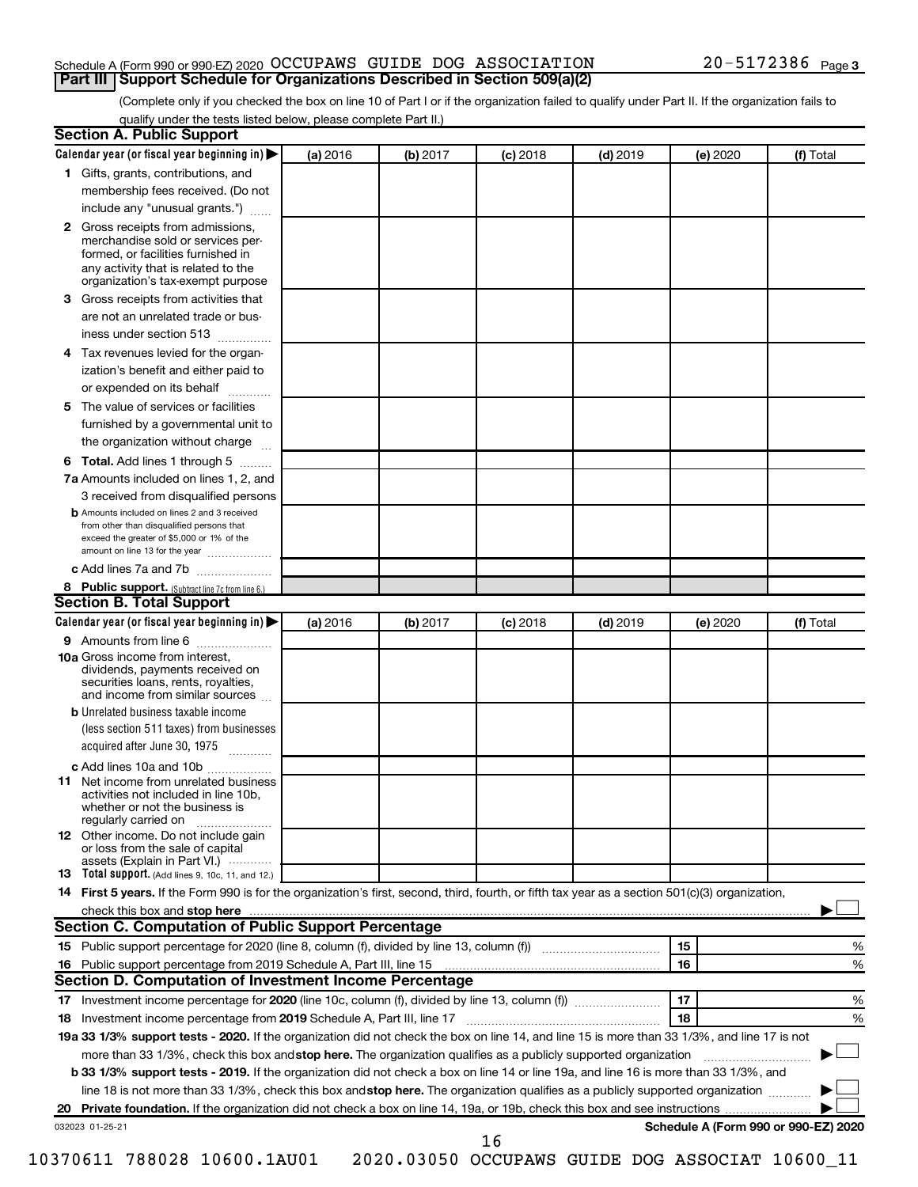Schedule A (Form 990 or 990-EZ) 2020 OCCUPAWS GUIDE DOG ASSOCIATION 20-5172386 Page 3

## Part III Support Schedule for Organizations Described in Section 509(a)(2)

(Complete only if you checked the box on line 10 of Part I or if the organization failed to qualify under Part II. If the organization fails to qualify under the tests listed below, please complete Part II.)

### Section A. Public Support

| Calendar year (or fiscal year beginning in) | (a) 2016 | (b) 2017 | (c) 2018 | (d) 2019 | (e) 2020 | (f) Total |
|---|---|---|---|---|---|---|
| **1** Gifts, grants, contributions, and membership fees received. (Do not include any "unusual grants.") | | | | | | |
| **2** Gross receipts from admissions, merchandise sold or services performed, or facilities furnished in any activity that is related to the organization's tax-exempt purpose | | | | | | |
| **3** Gross receipts from activities that are not an unrelated trade or business under section 513 | | | | | | |
| **4** Tax revenues levied for the organization's benefit and either paid to or expended on its behalf | | | | | | |
| **5** The value of services or facilities furnished by a governmental unit to the organization without charge | | | | | | |
| **6 Total.** Add lines 1 through 5 | | | | | | |
| **7a** Amounts included on lines 1, 2, and 3 received from disqualified persons | | | | | | |
| **b** Amounts included on lines 2 and 3 received from other than disqualified persons that exceed the greater of $5,000 or 1% of the amount on line 13 for the year | | | | | | |
| **c** Add lines 7a and 7b | | | | | | |
| **8 Public support.** (Subtract line 7c from line 6.) | | | | | | |

### Section B. Total Support

| Calendar year (or fiscal year beginning in) | (a) 2016 | (b) 2017 | (c) 2018 | (d) 2019 | (e) 2020 | (f) Total |
|---|---|---|---|---|---|---|
| **9** Amounts from line 6 | | | | | | |
| **10a** Gross income from interest, dividends, payments received on securities loans, rents, royalties, and income from similar sources | | | | | | |
| **b** Unrelated business taxable income (less section 511 taxes) from businesses acquired after June 30, 1975 | | | | | | |
| **c** Add lines 10a and 10b | | | | | | |
| **11** Net income from unrelated business activities not included in line 10b, whether or not the business is regularly carried on | | | | | | |
| **12** Other income. Do not include gain or loss from the sale of capital assets (Explain in Part VI.) | | | | | | |
| **13 Total support.** (Add lines 9, 10c, 11, and 12.) | | | | | | |

**14 First 5 years.** If the Form 990 is for the organization's first, second, third, fourth, or fifth tax year as a section 501(c)(3) organization, check this box and **stop here** ☐

### Section C. Computation of Public Support Percentage

| | | | |
|---|---|---|---|
| **15** | Public support percentage for 2020 (line 8, column (f), divided by line 13, column (f)) | 15 | % |
| **16** | Public support percentage from 2019 Schedule A, Part III, line 15 | 16 | % |

### Section D. Computation of Investment Income Percentage

| | | | |
|---|---|---|---|
| **17** | Investment income percentage for **2020** (line 10c, column (f), divided by line 13, column (f)) | 17 | % |
| **18** | Investment income percentage from **2019** Schedule A, Part III, line 17 | 18 | % |

**19a 33 1/3% support tests - 2020.** If the organization did not check the box on line 14, and line 15 is more than 33 1/3%, and line 17 is not more than 33 1/3%, check this box and **stop here.** The organization qualifies as a publicly supported organization ☐

**b 33 1/3% support tests - 2019.** If the organization did not check a box on line 14 or line 19a, and line 16 is more than 33 1/3%, and line 18 is not more than 33 1/3%, check this box and **stop here.** The organization qualifies as a publicly supported organization ☐

**20 Private foundation.** If the organization did not check a box on line 14, 19a, or 19b, check this box and see instructions ☐

032023 01-25-21 **Schedule A (Form 990 or 990-EZ) 2020**

10370611 788028 10600.1AU01 2020.03050 OCCUPAWS GUIDE DOG ASSOCIAT 10600_11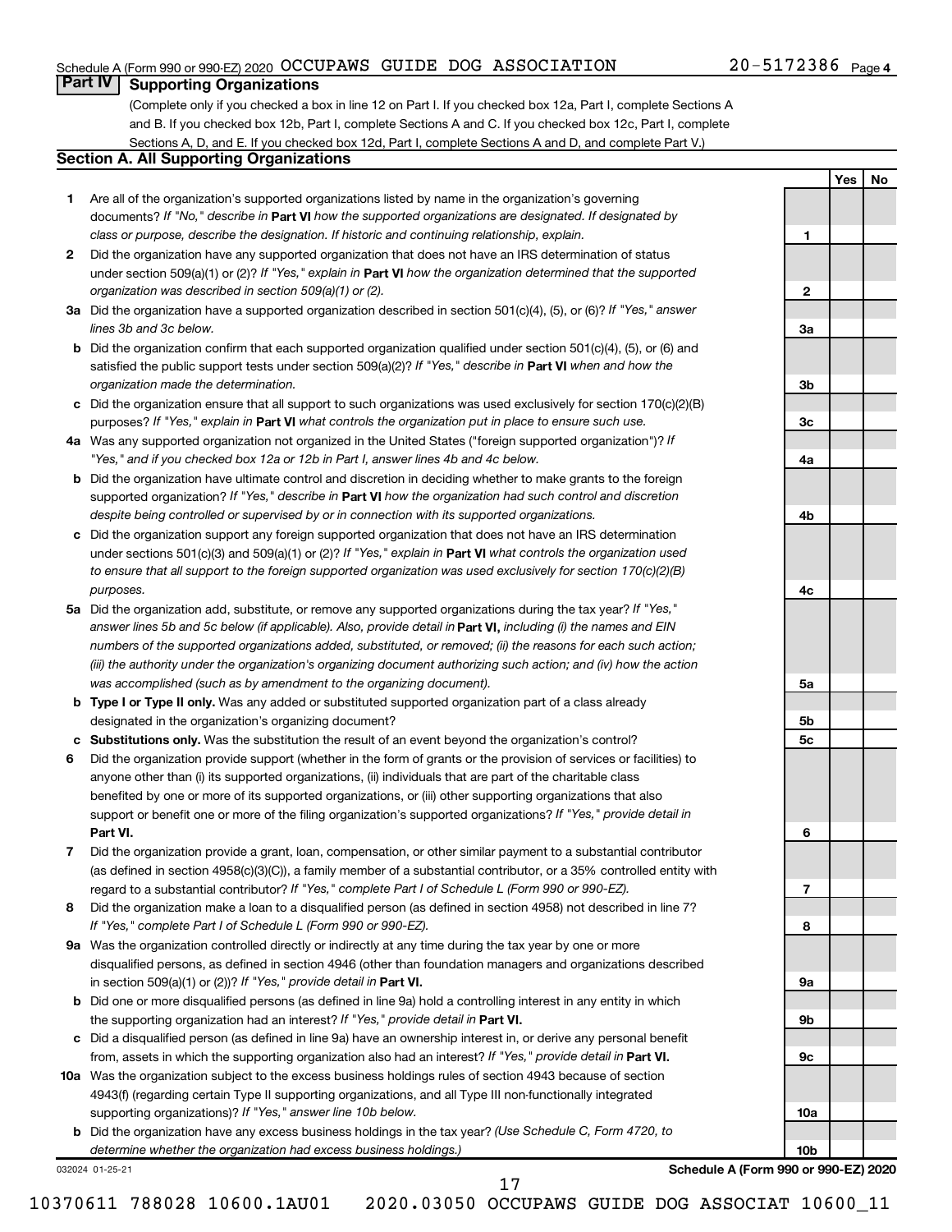Schedule A (Form 990 or 990-EZ) 2020 OCCUPAWS GUIDE DOG ASSOCIATION 20-5172386 Page 4

## Part IV Supporting Organizations

(Complete only if you checked a box in line 12 on Part I. If you checked box 12a, Part I, complete Sections A and B. If you checked box 12b, Part I, complete Sections A and C. If you checked box 12c, Part I, complete Sections A, D, and E. If you checked box 12d, Part I, complete Sections A and D, and complete Part V.)

### Section A. All Supporting Organizations

| | | | Yes | No |
|---|---|---|---|---|
| **1** | Are all of the organization's supported organizations listed by name in the organization's governing documents? *If "No," describe in* **Part VI** *how the supported organizations are designated. If designated by class or purpose, describe the designation. If historic and continuing relationship, explain.* | **1** | | |
| **2** | Did the organization have any supported organization that does not have an IRS determination of status under section 509(a)(1) or (2)? *If "Yes," explain in* **Part VI** *how the organization determined that the supported organization was described in section 509(a)(1) or (2).* | **2** | | |
| **3a** | Did the organization have a supported organization described in section 501(c)(4), (5), or (6)? *If "Yes," answer lines 3b and 3c below.* | **3a** | | |
| **b** | Did the organization confirm that each supported organization qualified under section 501(c)(4), (5), or (6) and satisfied the public support tests under section 509(a)(2)? *If "Yes," describe in* **Part VI** *when and how the organization made the determination.* | **3b** | | |
| **c** | Did the organization ensure that all support to such organizations was used exclusively for section 170(c)(2)(B) purposes? *If "Yes," explain in* **Part VI** *what controls the organization put in place to ensure such use.* | **3c** | | |
| **4a** | Was any supported organization not organized in the United States ("foreign supported organization")? *If "Yes," and if you checked box 12a or 12b in Part I, answer lines 4b and 4c below.* | **4a** | | |
| **b** | Did the organization have ultimate control and discretion in deciding whether to make grants to the foreign supported organization? *If "Yes," describe in* **Part VI** *how the organization had such control and discretion despite being controlled or supervised by or in connection with its supported organizations.* | **4b** | | |
| **c** | Did the organization support any foreign supported organization that does not have an IRS determination under sections 501(c)(3) and 509(a)(1) or (2)? *If "Yes," explain in* **Part VI** *what controls the organization used to ensure that all support to the foreign supported organization was used exclusively for section 170(c)(2)(B) purposes.* | **4c** | | |
| **5a** | Did the organization add, substitute, or remove any supported organizations during the tax year? *If "Yes," answer lines 5b and 5c below (if applicable). Also, provide detail in* **Part VI,** *including (i) the names and EIN numbers of the supported organizations added, substituted, or removed; (ii) the reasons for each such action; (iii) the authority under the organization's organizing document authorizing such action; and (iv) how the action was accomplished (such as by amendment to the organizing document).* | **5a** | | |
| **b** | **Type I or Type II only.** Was any added or substituted supported organization part of a class already designated in the organization's organizing document? | **5b** | | |
| **c** | **Substitutions only.** Was the substitution the result of an event beyond the organization's control? | **5c** | | |
| **6** | Did the organization provide support (whether in the form of grants or the provision of services or facilities) to anyone other than (i) its supported organizations, (ii) individuals that are part of the charitable class benefited by one or more of its supported organizations, or (iii) other supporting organizations that also support or benefit one or more of the filing organization's supported organizations? *If "Yes," provide detail in* **Part VI.** | **6** | | |
| **7** | Did the organization provide a grant, loan, compensation, or other similar payment to a substantial contributor (as defined in section 4958(c)(3)(C)), a family member of a substantial contributor, or a 35% controlled entity with regard to a substantial contributor? *If "Yes," complete Part I of Schedule L (Form 990 or 990-EZ).* | **7** | | |
| **8** | Did the organization make a loan to a disqualified person (as defined in section 4958) not described in line 7? *If "Yes," complete Part I of Schedule L (Form 990 or 990-EZ).* | **8** | | |
| **9a** | Was the organization controlled directly or indirectly at any time during the tax year by one or more disqualified persons, as defined in section 4946 (other than foundation managers and organizations described in section 509(a)(1) or (2))? *If "Yes," provide detail in* **Part VI.** | **9a** | | |
| **b** | Did one or more disqualified persons (as defined in line 9a) hold a controlling interest in any entity in which the supporting organization had an interest? *If "Yes," provide detail in* **Part VI.** | **9b** | | |
| **c** | Did a disqualified person (as defined in line 9a) have an ownership interest in, or derive any personal benefit from, assets in which the supporting organization also had an interest? *If "Yes," provide detail in* **Part VI.** | **9c** | | |
| **10a** | Was the organization subject to the excess business holdings rules of section 4943 because of section 4943(f) (regarding certain Type II supporting organizations, and all Type III non-functionally integrated supporting organizations)? *If "Yes," answer line 10b below.* | **10a** | | |
| **b** | Did the organization have any excess business holdings in the tax year? *(Use Schedule C, Form 4720, to determine whether the organization had excess business holdings.)* | **10b** | | |

032024 01-25-21

**Schedule A (Form 990 or 990-EZ) 2020**

10370611 788028 10600.1AU01 2020.03050 OCCUPAWS GUIDE DOG ASSOCIAT 10600_11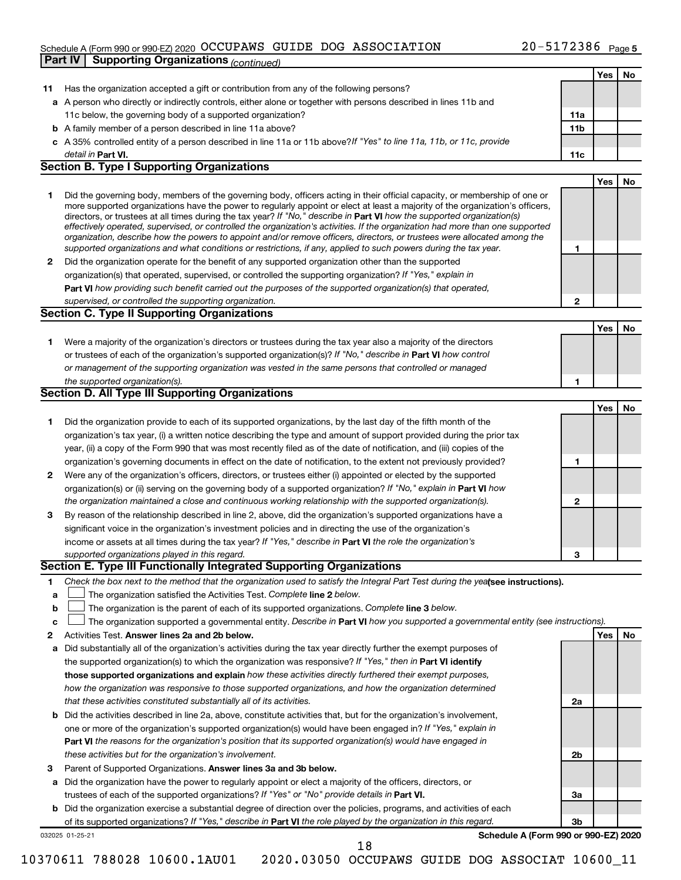Schedule A (Form 990 or 990-EZ) 2020 OCCUPAWS GUIDE DOG ASSOCIATION 20-5172386 Page 5

**Part IV Supporting Organizations** *(continued)*

| | | | Yes | No |
|---|---|---|---|---|
| **11** | Has the organization accepted a gift or contribution from any of the following persons? | | | |
| **a** | A person who directly or indirectly controls, either alone or together with persons described in lines 11b and 11c below, the governing body of a supported organization? | **11a** | | |
| **b** | A family member of a person described in line 11a above? | **11b** | | |
| **c** | A 35% controlled entity of a person described in line 11a or 11b above? *If "Yes" to line 11a, 11b, or 11c, provide detail in* **Part VI.** | **11c** | | |

## Section B. Type I Supporting Organizations

| | | | Yes | No |
|---|---|---|---|---|
| **1** | Did the governing body, members of the governing body, officers acting in their official capacity, or membership of one or more supported organizations have the power to regularly appoint or elect at least a majority of the organization's officers, directors, or trustees at all times during the tax year? *If "No," describe in* **Part VI** *how the supported organization(s) effectively operated, supervised, or controlled the organization's activities. If the organization had more than one supported organization, describe how the powers to appoint and/or remove officers, directors, or trustees were allocated among the supported organizations and what conditions or restrictions, if any, applied to such powers during the tax year.* | **1** | | |
| **2** | Did the organization operate for the benefit of any supported organization other than the supported organization(s) that operated, supervised, or controlled the supporting organization? *If "Yes," explain in* **Part VI** *how providing such benefit carried out the purposes of the supported organization(s) that operated, supervised, or controlled the supporting organization.* | **2** | | |

## Section C. Type II Supporting Organizations

| | | | Yes | No |
|---|---|---|---|---|
| **1** | Were a majority of the organization's directors or trustees during the tax year also a majority of the directors or trustees of each of the organization's supported organization(s)? *If "No," describe in* **Part VI** *how control or management of the supporting organization was vested in the same persons that controlled or managed the supported organization(s).* | **1** | | |

## Section D. All Type III Supporting Organizations

| | | | Yes | No |
|---|---|---|---|---|
| **1** | Did the organization provide to each of its supported organizations, by the last day of the fifth month of the organization's tax year, (i) a written notice describing the type and amount of support provided during the prior tax year, (ii) a copy of the Form 990 that was most recently filed as of the date of notification, and (iii) copies of the organization's governing documents in effect on the date of notification, to the extent not previously provided? | **1** | | |
| **2** | Were any of the organization's officers, directors, or trustees either (i) appointed or elected by the supported organization(s) or (ii) serving on the governing body of a supported organization? *If "No," explain in* **Part VI** *how the organization maintained a close and continuous working relationship with the supported organization(s).* | **2** | | |
| **3** | By reason of the relationship described in line 2, above, did the organization's supported organizations have a significant voice in the organization's investment policies and in directing the use of the organization's income or assets at all times during the tax year? *If "Yes," describe in* **Part VI** *the role the organization's supported organizations played in this regard.* | **3** | | |

## Section E. Type III Functionally Integrated Supporting Organizations

**1** *Check the box next to the method that the organization used to satisfy the Integral Part Test during the year* **(see instructions).**

- **a** ☐ The organization satisfied the Activities Test. *Complete* **line 2** *below.*
- **b** ☐ The organization is the parent of each of its supported organizations. *Complete* **line 3** *below.*
- **c** ☐ The organization supported a governmental entity. *Describe in* **Part VI** *how you supported a governmental entity (see instructions).*

| | | | Yes | No |
|---|---|---|---|---|
| **2** | Activities Test. **Answer lines 2a and 2b below.** | | | |
| **a** | Did substantially all of the organization's activities during the tax year directly further the exempt purposes of the supported organization(s) to which the organization was responsive? *If "Yes," then in* **Part VI identify those supported organizations and explain** *how these activities directly furthered their exempt purposes, how the organization was responsive to those supported organizations, and how the organization determined that these activities constituted substantially all of its activities.* | **2a** | | |
| **b** | Did the activities described in line 2a, above, constitute activities that, but for the organization's involvement, one or more of the organization's supported organization(s) would have been engaged in? *If "Yes," explain in* **Part VI** *the reasons for the organization's position that its supported organization(s) would have engaged in these activities but for the organization's involvement.* | **2b** | | |
| **3** | Parent of Supported Organizations. **Answer lines 3a and 3b below.** | | | |
| **a** | Did the organization have the power to regularly appoint or elect a majority of the officers, directors, or trustees of each of the supported organizations? *If "Yes" or "No" provide details in* **Part VI.** | **3a** | | |
| **b** | Did the organization exercise a substantial degree of direction over the policies, programs, and activities of each of its supported organizations? *If "Yes," describe in* **Part VI** *the role played by the organization in this regard.* | **3b** | | |

032025 01-25-21 **Schedule A (Form 990 or 990-EZ) 2020**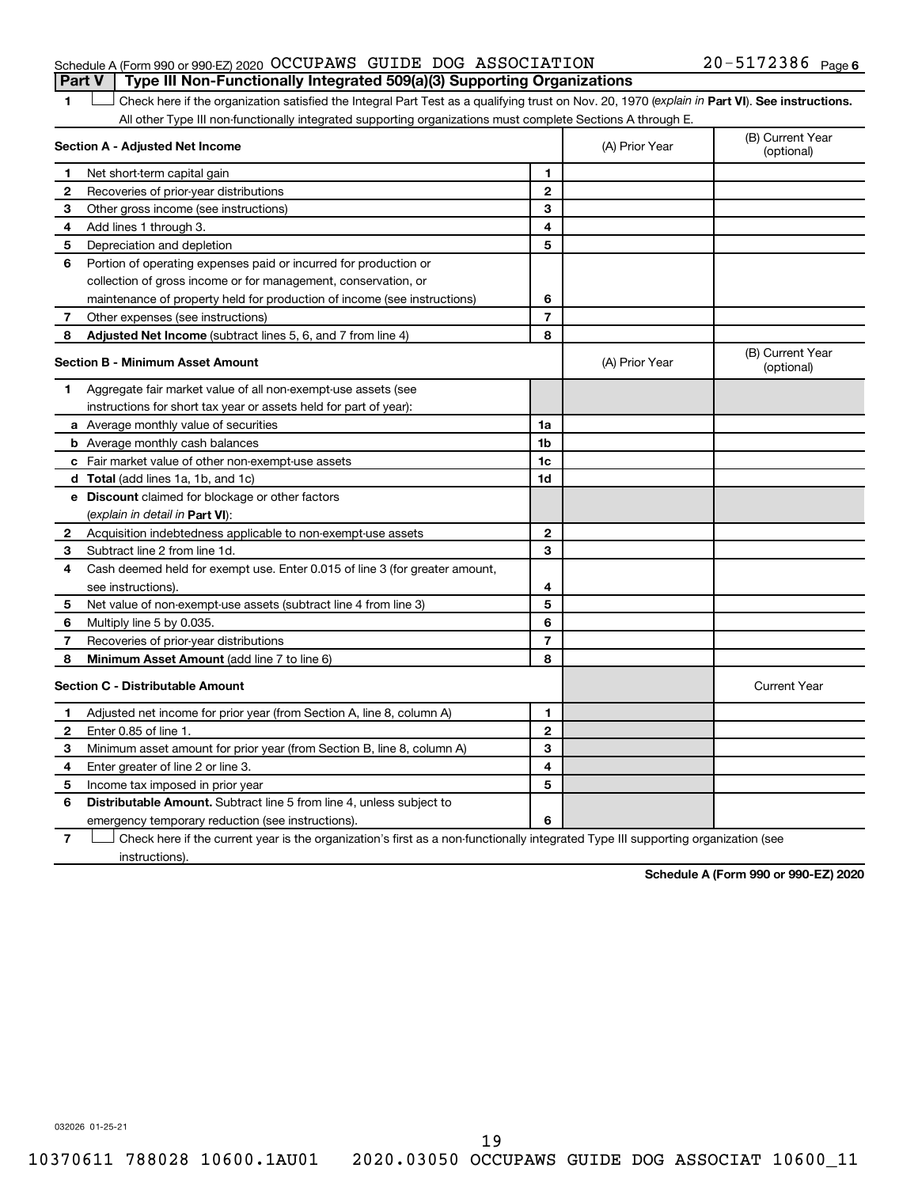Schedule A (Form 990 or 990-EZ) 2020 OCCUPAWS GUIDE DOG ASSOCIATION 20-5172386 Page 6

**Part V | Type III Non-Functionally Integrated 509(a)(3) Supporting Organizations**

1 ☐ Check here if the organization satisfied the Integral Part Test as a qualifying trust on Nov. 20, 1970 (*explain in* **Part VI**). **See instructions.** All other Type III non-functionally integrated supporting organizations must complete Sections A through E.

| **Section A - Adjusted Net Income** | | | (A) Prior Year | (B) Current Year (optional) |
|---|---|---|---|---|
| 1 | Net short-term capital gain | 1 | | |
| 2 | Recoveries of prior-year distributions | 2 | | |
| 3 | Other gross income (see instructions) | 3 | | |
| 4 | Add lines 1 through 3. | 4 | | |
| 5 | Depreciation and depletion | 5 | | |
| 6 | Portion of operating expenses paid or incurred for production or collection of gross income or for management, conservation, or maintenance of property held for production of income (see instructions) | 6 | | |
| 7 | Other expenses (see instructions) | 7 | | |
| 8 | **Adjusted Net Income** (subtract lines 5, 6, and 7 from line 4) | 8 | | |

| **Section B - Minimum Asset Amount** | | | (A) Prior Year | (B) Current Year (optional) |
|---|---|---|---|---|
| 1 | Aggregate fair market value of all non-exempt-use assets (see instructions for short tax year or assets held for part of year): | | | |
| a | Average monthly value of securities | 1a | | |
| b | Average monthly cash balances | 1b | | |
| c | Fair market value of other non-exempt-use assets | 1c | | |
| d | **Total** (add lines 1a, 1b, and 1c) | 1d | | |
| e | **Discount** claimed for blockage or other factors (*explain in detail in* **Part VI**): | | | |
| 2 | Acquisition indebtedness applicable to non-exempt-use assets | 2 | | |
| 3 | Subtract line 2 from line 1d. | 3 | | |
| 4 | Cash deemed held for exempt use. Enter 0.015 of line 3 (for greater amount, see instructions). | 4 | | |
| 5 | Net value of non-exempt-use assets (subtract line 4 from line 3) | 5 | | |
| 6 | Multiply line 5 by 0.035. | 6 | | |
| 7 | Recoveries of prior-year distributions | 7 | | |
| 8 | **Minimum Asset Amount** (add line 7 to line 6) | 8 | | |

| **Section C - Distributable Amount** | | | | Current Year |
|---|---|---|---|---|
| 1 | Adjusted net income for prior year (from Section A, line 8, column A) | 1 | | |
| 2 | Enter 0.85 of line 1. | 2 | | |
| 3 | Minimum asset amount for prior year (from Section B, line 8, column A) | 3 | | |
| 4 | Enter greater of line 2 or line 3. | 4 | | |
| 5 | Income tax imposed in prior year | 5 | | |
| 6 | **Distributable Amount.** Subtract line 5 from line 4, unless subject to emergency temporary reduction (see instructions). | 6 | | |

7 ☐ Check here if the current year is the organization's first as a non-functionally integrated Type III supporting organization (see instructions).

**Schedule A (Form 990 or 990-EZ) 2020**

032026 01-25-21

10370611 788028 10600.1AU01 2020.03050 OCCUPAWS GUIDE DOG ASSOCIAT 10600_11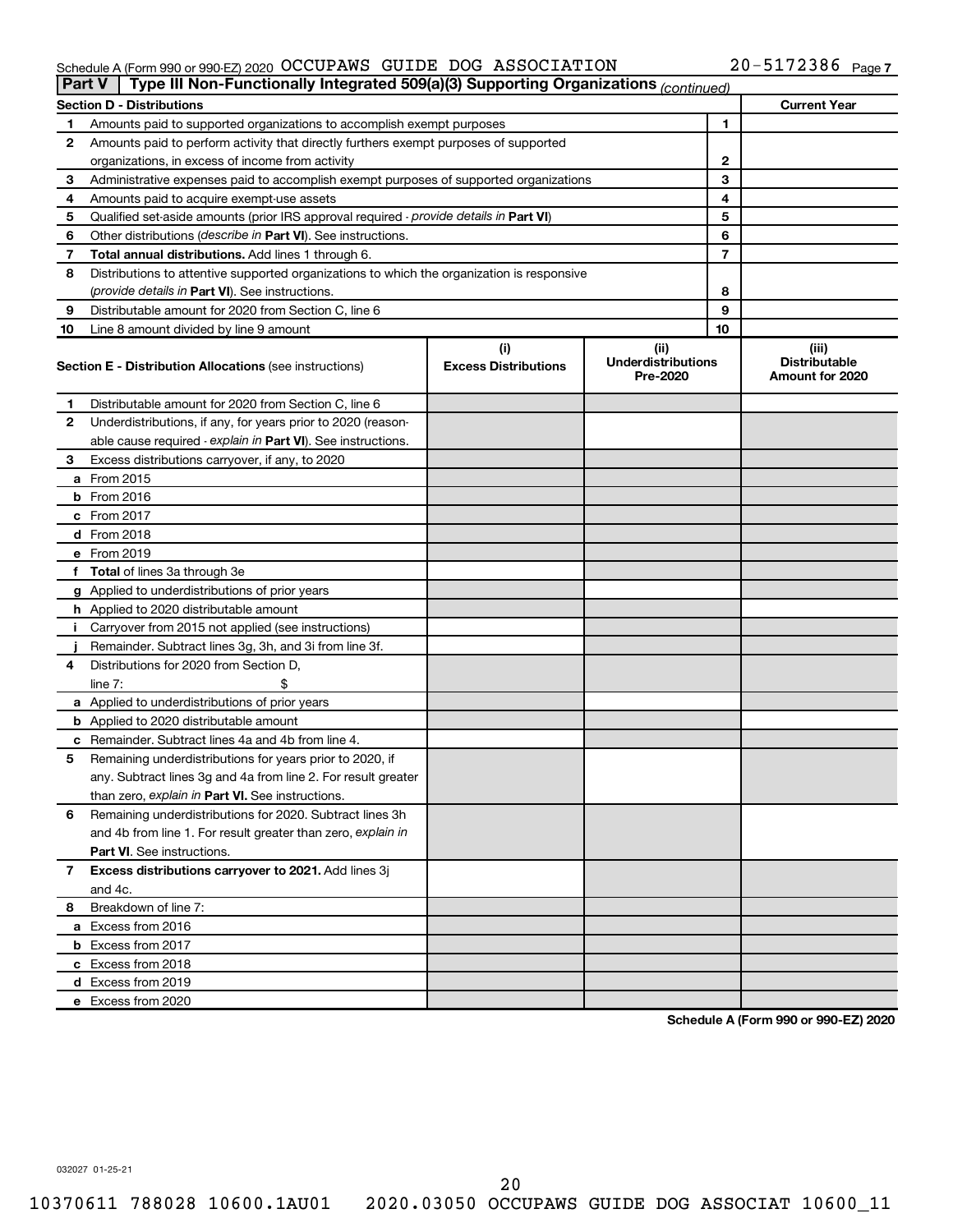Schedule A (Form 990 or 990-EZ) 2020 OCCUPAWS GUIDE DOG ASSOCIATION 20-5172386 Page 7

**Part V | Type III Non-Functionally Integrated 509(a)(3) Supporting Organizations** *(continued)*

| **Section D - Distributions** | | | **Current Year** |
|---|---|---|---|
| 1 | Amounts paid to supported organizations to accomplish exempt purposes | 1 | |
| 2 | Amounts paid to perform activity that directly furthers exempt purposes of supported organizations, in excess of income from activity | 2 | |
| 3 | Administrative expenses paid to accomplish exempt purposes of supported organizations | 3 | |
| 4 | Amounts paid to acquire exempt-use assets | 4 | |
| 5 | Qualified set-aside amounts (prior IRS approval required - *provide details in* **Part VI**) | 5 | |
| 6 | Other distributions (*describe in* **Part VI**). See instructions. | 6 | |
| 7 | **Total annual distributions.** Add lines 1 through 6. | 7 | |
| 8 | Distributions to attentive supported organizations to which the organization is responsive (*provide details in* **Part VI**). See instructions. | 8 | |
| 9 | Distributable amount for 2020 from Section C, line 6 | 9 | |
| 10 | Line 8 amount divided by line 9 amount | 10 | |

| **Section E - Distribution Allocations** (see instructions) | **(i) Excess Distributions** | **(ii) Underdistributions Pre-2020** | **(iii) Distributable Amount for 2020** |
|---|---|---|---|
| **1** Distributable amount for 2020 from Section C, line 6 | | | |
| **2** Underdistributions, if any, for years prior to 2020 (reasonable cause required - *explain in* **Part VI**). See instructions. | | | |
| **3** Excess distributions carryover, if any, to 2020 | | | |
| **a** From 2015 | | | |
| **b** From 2016 | | | |
| **c** From 2017 | | | |
| **d** From 2018 | | | |
| **e** From 2019 | | | |
| **f** **Total** of lines 3a through 3e | | | |
| **g** Applied to underdistributions of prior years | | | |
| **h** Applied to 2020 distributable amount | | | |
| **i** Carryover from 2015 not applied (see instructions) | | | |
| **j** Remainder. Subtract lines 3g, 3h, and 3i from line 3f. | | | |
| **4** Distributions for 2020 from Section D, line 7: $ | | | |
| **a** Applied to underdistributions of prior years | | | |
| **b** Applied to 2020 distributable amount | | | |
| **c** Remainder. Subtract lines 4a and 4b from line 4. | | | |
| **5** Remaining underdistributions for years prior to 2020, if any. Subtract lines 3g and 4a from line 2. For result greater than zero, *explain in* **Part VI.** See instructions. | | | |
| **6** Remaining underdistributions for 2020. Subtract lines 3h and 4b from line 1. For result greater than zero, *explain in* **Part VI**. See instructions. | | | |
| **7** **Excess distributions carryover to 2021.** Add lines 3j and 4c. | | | |
| **8** Breakdown of line 7: | | | |
| **a** Excess from 2016 | | | |
| **b** Excess from 2017 | | | |
| **c** Excess from 2018 | | | |
| **d** Excess from 2019 | | | |
| **e** Excess from 2020 | | | |

**Schedule A (Form 990 or 990-EZ) 2020**

032027 01-25-21

10370611 788028 10600.1AU01 2020.03050 OCCUPAWS GUIDE DOG ASSOCIAT 10600_11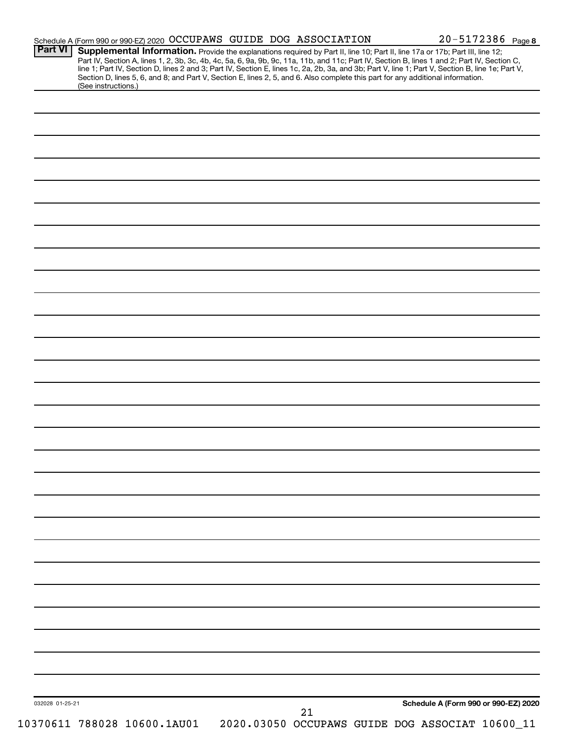Schedule A (Form 990 or 990-EZ) 2020 OCCUPAWS GUIDE DOG ASSOCIATION 20-5172386 Page 8

**Part VI** **Supplemental Information.** Provide the explanations required by Part II, line 10; Part II, line 17a or 17b; Part III, line 12; Part IV, Section A, lines 1, 2, 3b, 3c, 4b, 4c, 5a, 6, 9a, 9b, 9c, 11a, 11b, and 11c; Part IV, Section B, lines 1 and 2; Part IV, Section C, line 1; Part IV, Section D, lines 2 and 3; Part IV, Section E, lines 1c, 2a, 2b, 3a, and 3b; Part V, line 1; Part V, Section B, line 1e; Part V, Section D, lines 5, 6, and 8; and Part V, Section E, lines 2, 5, and 6. Also complete this part for any additional information. (See instructions.)

032028 01-25-21 **Schedule A (Form 990 or 990-EZ) 2020**

10370611 788028 10600.1AU01 2020.03050 OCCUPAWS GUIDE DOG ASSOCIAT 10600_11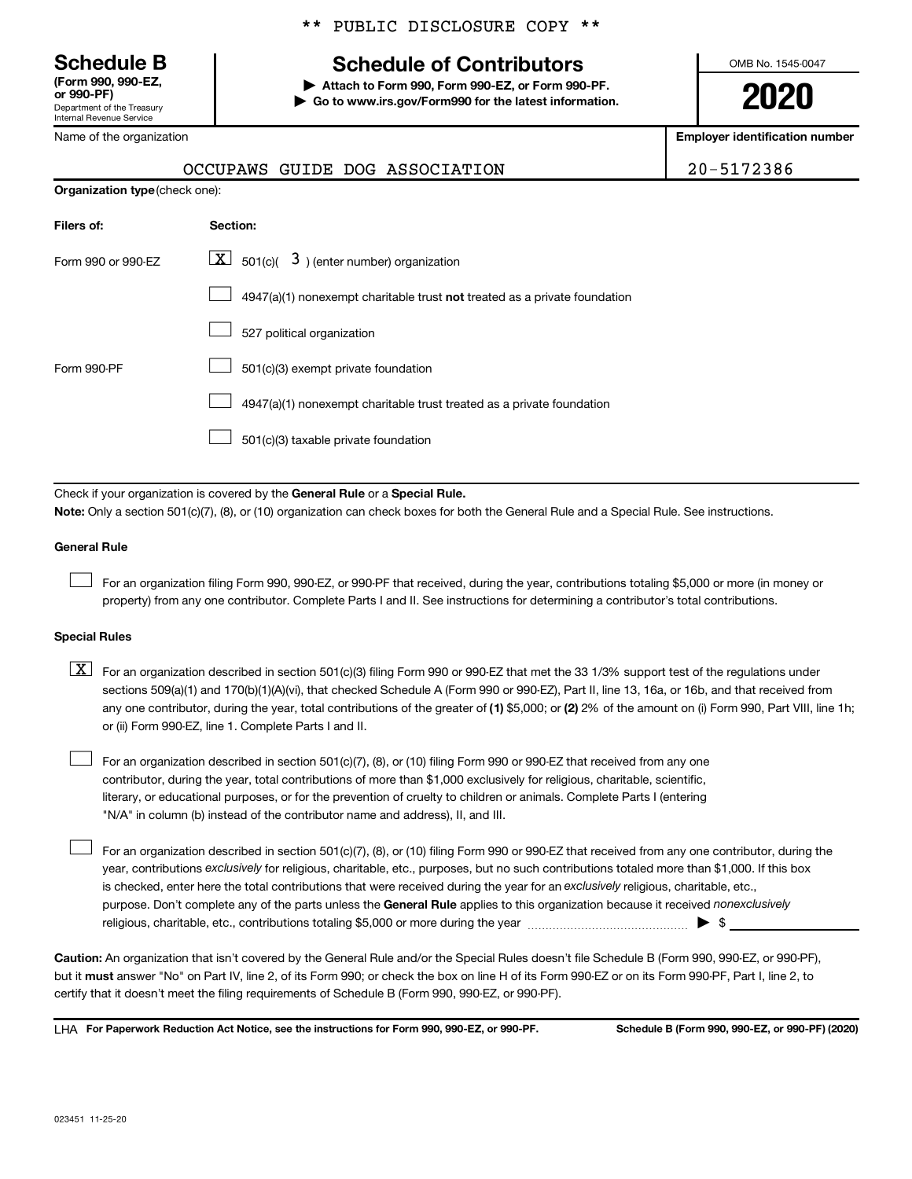** PUBLIC DISCLOSURE COPY **

**Schedule B**
**(Form 990, 990-EZ, or 990-PF)**
Department of the Treasury
Internal Revenue Service

# Schedule of Contributors

▶ **Attach to Form 990, Form 990-EZ, or Form 990-PF.**
▶ **Go to www.irs.gov/Form990 for the latest information.**

OMB No. 1545-0047

**2020**

Name of the organization: OCCUPAWS GUIDE DOG ASSOCIATION

**Employer identification number:** 20-5172386

**Organization type** (check one):

| Filers of: | Section: |
|---|---|
| Form 990 or 990-EZ | [X] 501(c)( 3 ) (enter number) organization |
| | [ ] 4947(a)(1) nonexempt charitable trust **not** treated as a private foundation |
| | [ ] 527 political organization |
| Form 990-PF | [ ] 501(c)(3) exempt private foundation |
| | [ ] 4947(a)(1) nonexempt charitable trust treated as a private foundation |
| | [ ] 501(c)(3) taxable private foundation |

Check if your organization is covered by the **General Rule** or a **Special Rule.**

**Note:** Only a section 501(c)(7), (8), or (10) organization can check boxes for both the General Rule and a Special Rule. See instructions.

**General Rule**

[ ] For an organization filing Form 990, 990-EZ, or 990-PF that received, during the year, contributions totaling $5,000 or more (in money or property) from any one contributor. Complete Parts I and II. See instructions for determining a contributor's total contributions.

**Special Rules**

[X] For an organization described in section 501(c)(3) filing Form 990 or 990-EZ that met the 33 1/3% support test of the regulations under sections 509(a)(1) and 170(b)(1)(A)(vi), that checked Schedule A (Form 990 or 990-EZ), Part II, line 13, 16a, or 16b, and that received from any one contributor, during the year, total contributions of the greater of **(1)** $5,000; or **(2)** 2% of the amount on (i) Form 990, Part VIII, line 1h; or (ii) Form 990-EZ, line 1. Complete Parts I and II.

[ ] For an organization described in section 501(c)(7), (8), or (10) filing Form 990 or 990-EZ that received from any one contributor, during the year, total contributions of more than $1,000 exclusively for religious, charitable, scientific, literary, or educational purposes, or for the prevention of cruelty to children or animals. Complete Parts I (entering "N/A" in column (b) instead of the contributor name and address), II, and III.

[ ] For an organization described in section 501(c)(7), (8), or (10) filing Form 990 or 990-EZ that received from any one contributor, during the year, contributions *exclusively* for religious, charitable, etc., purposes, but no such contributions totaled more than $1,000. If this box is checked, enter here the total contributions that were received during the year for an *exclusively* religious, charitable, etc., purpose. Don't complete any of the parts unless the **General Rule** applies to this organization because it received *nonexclusively* religious, charitable, etc., contributions totaling $5,000 or more during the year ▶ $ ______

**Caution:** An organization that isn't covered by the General Rule and/or the Special Rules doesn't file Schedule B (Form 990, 990-EZ, or 990-PF), but it **must** answer "No" on Part IV, line 2, of its Form 990; or check the box on line H of its Form 990-EZ or on its Form 990-PF, Part I, line 2, to certify that it doesn't meet the filing requirements of Schedule B (Form 990, 990-EZ, or 990-PF).

LHA **For Paperwork Reduction Act Notice, see the instructions for Form 990, 990-EZ, or 990-PF.** **Schedule B (Form 990, 990-EZ, or 990-PF) (2020)**

023451 11-25-20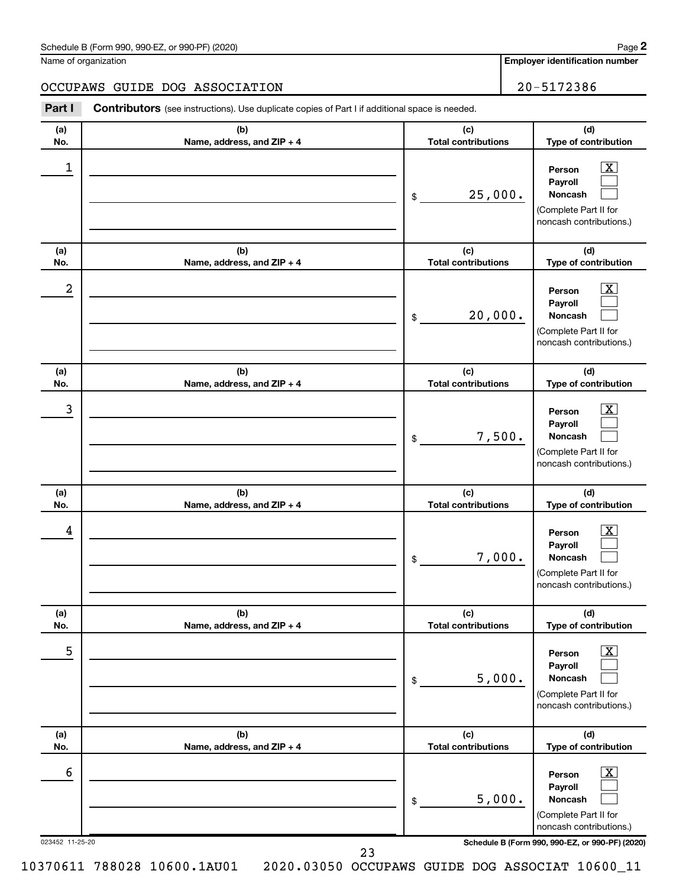Schedule B (Form 990, 990-EZ, or 990-PF) (2020)

Name of organization: OCCUPAWS GUIDE DOG ASSOCIATION

Employer identification number: 20-5172386

**Part I** **Contributors** (see instructions). Use duplicate copies of Part I if additional space is needed.

| (a) No. | (b) Name, address, and ZIP + 4 | (c) Total contributions | (d) Type of contribution |
|---|---|---|---|
| 1 | | $ 25,000. | Person [X] Payroll [ ] Noncash [ ] (Complete Part II for noncash contributions.) |
| 2 | | $ 20,000. | Person [X] Payroll [ ] Noncash [ ] (Complete Part II for noncash contributions.) |
| 3 | | $ 7,500. | Person [X] Payroll [ ] Noncash [ ] (Complete Part II for noncash contributions.) |
| 4 | | $ 7,000. | Person [X] Payroll [ ] Noncash [ ] (Complete Part II for noncash contributions.) |
| 5 | | $ 5,000. | Person [X] Payroll [ ] Noncash [ ] (Complete Part II for noncash contributions.) |
| 6 | | $ 5,000. | Person [X] Payroll [ ] Noncash [ ] (Complete Part II for noncash contributions.) |

023452 11-25-20

Schedule B (Form 990, 990-EZ, or 990-PF) (2020)

10370611 788028 10600.1AU01 2020.03050 OCCUPAWS GUIDE DOG ASSOCIAT 10600_11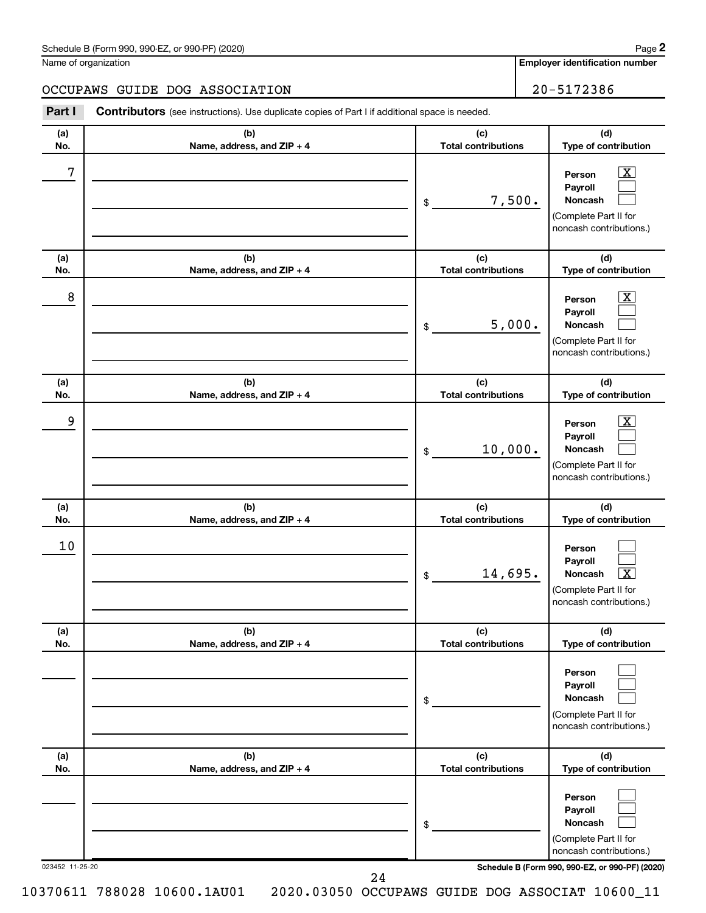Schedule B (Form 990, 990-EZ, or 990-PF) (2020)

Name of organization: OCCUPAWS GUIDE DOG ASSOCIATION

Employer identification number: 20-5172386

**Part I** **Contributors** (see instructions). Use duplicate copies of Part I if additional space is needed.

| (a) No. | (b) Name, address, and ZIP + 4 | (c) Total contributions | (d) Type of contribution |
|---|---|---|---|
| 7 | | $ 7,500. | Person [X] Payroll [ ] Noncash [ ] (Complete Part II for noncash contributions.) |
| 8 | | $ 5,000. | Person [X] Payroll [ ] Noncash [ ] (Complete Part II for noncash contributions.) |
| 9 | | $ 10,000. | Person [X] Payroll [ ] Noncash [ ] (Complete Part II for noncash contributions.) |
| 10 | | $ 14,695. | Person [ ] Payroll [ ] Noncash [X] (Complete Part II for noncash contributions.) |
| | | $ | Person [ ] Payroll [ ] Noncash [ ] (Complete Part II for noncash contributions.) |
| | | $ | Person [ ] Payroll [ ] Noncash [ ] (Complete Part II for noncash contributions.) |

023452 11-25-20

Schedule B (Form 990, 990-EZ, or 990-PF) (2020)

10370611 788028 10600.1AU01 2020.03050 OCCUPAWS GUIDE DOG ASSOCIAT 10600_11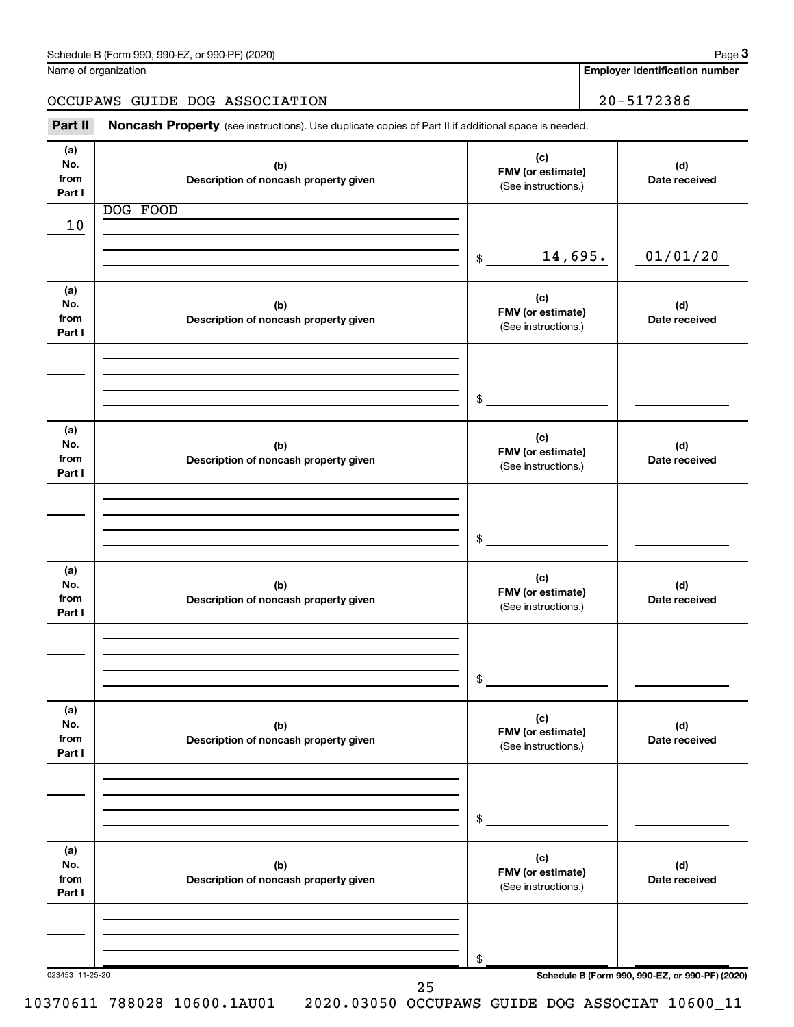Schedule B (Form 990, 990-EZ, or 990-PF) (2020) Page 3

Name of organization: OCCUPAWS GUIDE DOG ASSOCIATION

Employer identification number: 20-5172386

## Part II Noncash Property (see instructions). Use duplicate copies of Part II if additional space is needed.

| (a) No. from Part I | (b) Description of noncash property given | (c) FMV (or estimate) (See instructions.) | (d) Date received |
|---|---|---|---|
| 10 | DOG FOOD | $ 14,695. | 01/01/20 |
| | | $ | |
| | | $ | |
| | | $ | |
| | | $ | |
| | | $ | |

023453 11-25-20

Schedule B (Form 990, 990-EZ, or 990-PF) (2020)

10370611 788028 10600.1AU01 2020.03050 OCCUPAWS GUIDE DOG ASSOCIAT 10600_11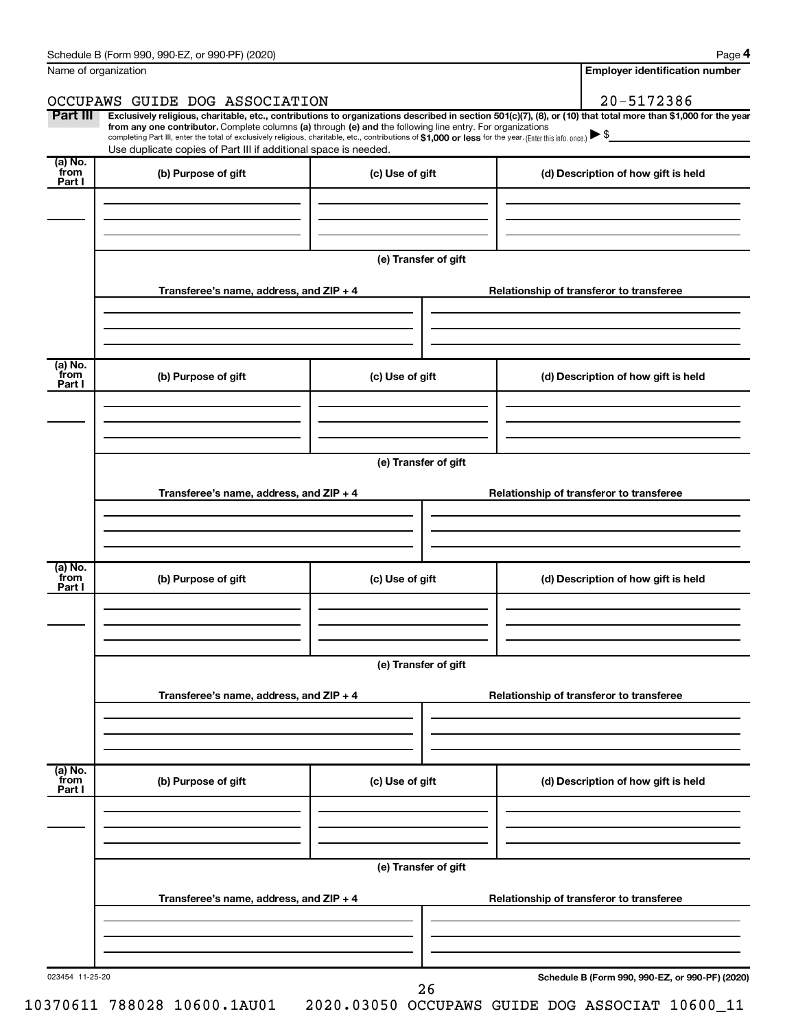Name of organization

OCCUPAWS GUIDE DOG ASSOCIATION

**Employer identification number**

20-5172386

**Part III** **Exclusively religious, charitable, etc., contributions to organizations described in section 501(c)(7), (8), or (10) that total more than $1,000 for the year from any one contributor.** Complete columns **(a)** through **(e)** and the following line entry. For organizations completing Part III, enter the total of exclusively religious, charitable, etc., contributions of **$1,000 or less** for the year. (Enter this info. once.) ▶ $

Use duplicate copies of Part III if additional space is needed.

| (a) No. from Part I | (b) Purpose of gift | (c) Use of gift | (d) Description of how gift is held |
|---|---|---|---|
| | | | |

**(e) Transfer of gift**

| Transferee's name, address, and ZIP + 4 | Relationship of transferor to transferee |
|---|---|
| | |

| (a) No. from Part I | (b) Purpose of gift | (c) Use of gift | (d) Description of how gift is held |
|---|---|---|---|
| | | | |

**(e) Transfer of gift**

| Transferee's name, address, and ZIP + 4 | Relationship of transferor to transferee |
|---|---|
| | |

| (a) No. from Part I | (b) Purpose of gift | (c) Use of gift | (d) Description of how gift is held |
|---|---|---|---|
| | | | |

**(e) Transfer of gift**

| Transferee's name, address, and ZIP + 4 | Relationship of transferor to transferee |
|---|---|
| | |

| (a) No. from Part I | (b) Purpose of gift | (c) Use of gift | (d) Description of how gift is held |
|---|---|---|---|
| | | | |

**(e) Transfer of gift**

| Transferee's name, address, and ZIP + 4 | Relationship of transferor to transferee |
|---|---|
| | |

023454 11-25-20

**Schedule B (Form 990, 990-EZ, or 990-PF) (2020)**

10370611 788028 10600.1AU01 2020.03050 OCCUPAWS GUIDE DOG ASSOCIAT 10600_11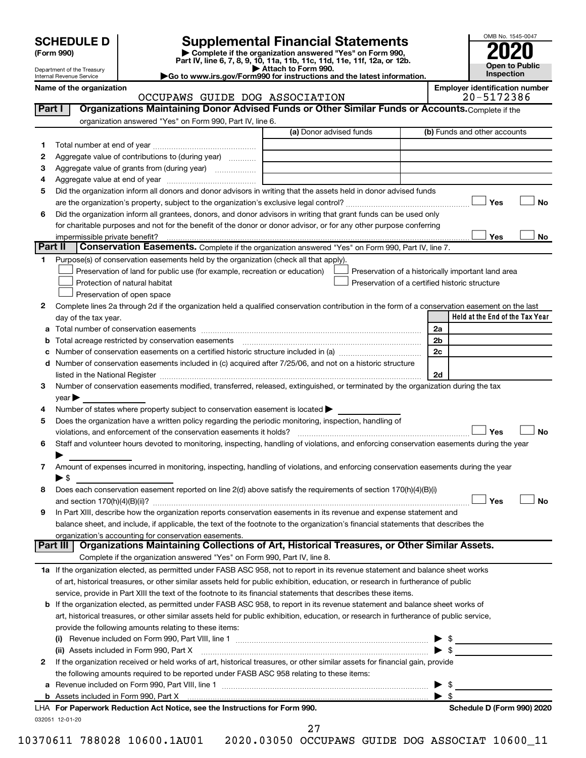**SCHEDULE D**
**(Form 990)**

Department of the Treasury
Internal Revenue Service

# Supplemental Financial Statements

▶ Complete if the organization answered "Yes" on Form 990, Part IV, line 6, 7, 8, 9, 10, 11a, 11b, 11c, 11d, 11e, 11f, 12a, or 12b.
▶ Attach to Form 990.
▶Go to www.irs.gov/Form990 for instructions and the latest information.

OMB No. 1545-0047
**2020**
**Open to Public Inspection**

**Name of the organization:** OCCUPAWS GUIDE DOG ASSOCIATION
**Employer identification number:** 20-5172386

## Part I — Organizations Maintaining Donor Advised Funds or Other Similar Funds or Accounts.
Complete if the organization answered "Yes" on Form 990, Part IV, line 6.

| | | (a) Donor advised funds | (b) Funds and other accounts |
|---|---|---|---|
| 1 | Total number at end of year | | |
| 2 | Aggregate value of contributions to (during year) | | |
| 3 | Aggregate value of grants from (during year) | | |
| 4 | Aggregate value at end of year | | |

5 Did the organization inform all donors and donor advisors in writing that the assets held in donor advised funds are the organization's property, subject to the organization's exclusive legal control? ☐ Yes ☐ No

6 Did the organization inform all grantees, donors, and donor advisors in writing that grant funds can be used only for charitable purposes and not for the benefit of the donor or donor advisor, or for any other purpose conferring impermissible private benefit? ☐ Yes ☐ No

## Part II — Conservation Easements.
Complete if the organization answered "Yes" on Form 990, Part IV, line 7.

1 Purpose(s) of conservation easements held by the organization (check all that apply).
- ☐ Preservation of land for public use (for example, recreation or education)
- ☐ Protection of natural habitat
- ☐ Preservation of open space
- ☐ Preservation of a historically important land area
- ☐ Preservation of a certified historic structure

2 Complete lines 2a through 2d if the organization held a qualified conservation contribution in the form of a conservation easement on the last day of the tax year.

| | | | Held at the End of the Tax Year |
|---|---|---|---|
| a | Total number of conservation easements | 2a | |
| b | Total acreage restricted by conservation easements | 2b | |
| c | Number of conservation easements on a certified historic structure included in (a) | 2c | |
| d | Number of conservation easements included in (c) acquired after 7/25/06, and not on a historic structure listed in the National Register | 2d | |

3 Number of conservation easements modified, transferred, released, extinguished, or terminated by the organization during the tax year ▶

4 Number of states where property subject to conservation easement is located ▶

5 Does the organization have a written policy regarding the periodic monitoring, inspection, handling of violations, and enforcement of the conservation easements it holds? ☐ Yes ☐ No

6 Staff and volunteer hours devoted to monitoring, inspecting, handling of violations, and enforcing conservation easements during the year ▶

7 Amount of expenses incurred in monitoring, inspecting, handling of violations, and enforcing conservation easements during the year ▶ $

8 Does each conservation easement reported on line 2(d) above satisfy the requirements of section 170(h)(4)(B)(i) and section 170(h)(4)(B)(ii)? ☐ Yes ☐ No

9 In Part XIII, describe how the organization reports conservation easements in its revenue and expense statement and balance sheet, and include, if applicable, the text of the footnote to the organization's financial statements that describes the organization's accounting for conservation easements.

## Part III — Organizations Maintaining Collections of Art, Historical Treasures, or Other Similar Assets.
Complete if the organization answered "Yes" on Form 990, Part IV, line 8.

1a If the organization elected, as permitted under FASB ASC 958, not to report in its revenue statement and balance sheet works of art, historical treasures, or other similar assets held for public exhibition, education, or research in furtherance of public service, provide in Part XIII the text of the footnote to its financial statements that describes these items.

b If the organization elected, as permitted under FASB ASC 958, to report in its revenue statement and balance sheet works of art, historical treasures, or other similar assets held for public exhibition, education, or research in furtherance of public service, provide the following amounts relating to these items:

(i) Revenue included on Form 990, Part VIII, line 1 ▶ $

(ii) Assets included in Form 990, Part X ▶ $

2 If the organization received or held works of art, historical treasures, or other similar assets for financial gain, provide the following amounts required to be reported under FASB ASC 958 relating to these items:

a Revenue included on Form 990, Part VIII, line 1 ▶ $

b Assets included in Form 990, Part X ▶ $

LHA **For Paperwork Reduction Act Notice, see the Instructions for Form 990.** **Schedule D (Form 990) 2020**

032051 12-01-20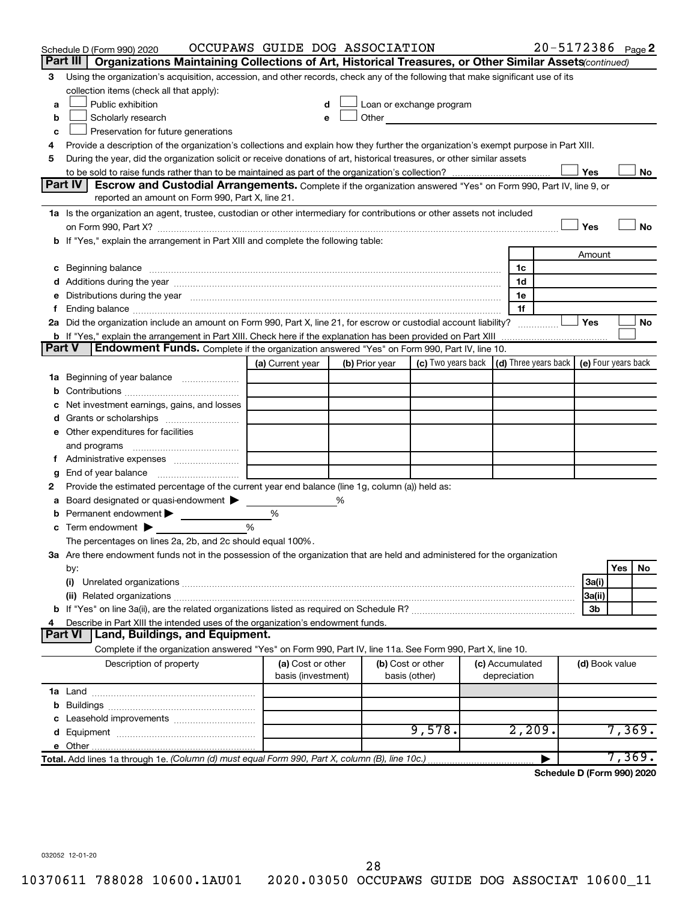Schedule D (Form 990) 2020 OCCUPAWS GUIDE DOG ASSOCIATION 20-5172386 Page 2

**Part III | Organizations Maintaining Collections of Art, Historical Treasures, or Other Similar Assets** *(continued)*

3 Using the organization's acquisition, accession, and other records, check any of the following that make significant use of its collection items (check all that apply):

a ☐ Public exhibition
b ☐ Scholarly research
c ☐ Preservation for future generations
d ☐ Loan or exchange program
e ☐ Other

4 Provide a description of the organization's collections and explain how they further the organization's exempt purpose in Part XIII.

5 During the year, did the organization solicit or receive donations of art, historical treasures, or other similar assets to be sold to raise funds rather than to be maintained as part of the organization's collection? ☐ Yes ☐ No

**Part IV | Escrow and Custodial Arrangements.** Complete if the organization answered "Yes" on Form 990, Part IV, line 9, or reported an amount on Form 990, Part X, line 21.

1a Is the organization an agent, trustee, custodian or other intermediary for contributions or other assets not included on Form 990, Part X? ☐ Yes ☐ No

b If "Yes," explain the arrangement in Part XIII and complete the following table:

| | | Amount |
|---|---|---|
| c Beginning balance | 1c | |
| d Additions during the year | 1d | |
| e Distributions during the year | 1e | |
| f Ending balance | 1f | |

2a Did the organization include an amount on Form 990, Part X, line 21, for escrow or custodial account liability? ☐ Yes ☐ No

b If "Yes," explain the arrangement in Part XIII. Check here if the explanation has been provided on Part XIII ☐

**Part V | Endowment Funds.** Complete if the organization answered "Yes" on Form 990, Part IV, line 10.

| | (a) Current year | (b) Prior year | (c) Two years back | (d) Three years back | (e) Four years back |
|---|---|---|---|---|---|
| 1a Beginning of year balance | | | | | |
| b Contributions | | | | | |
| c Net investment earnings, gains, and losses | | | | | |
| d Grants or scholarships | | | | | |
| e Other expenditures for facilities and programs | | | | | |
| f Administrative expenses | | | | | |
| g End of year balance | | | | | |

2 Provide the estimated percentage of the current year end balance (line 1g, column (a)) held as:

a Board designated or quasi-endowment ▶ %
b Permanent endowment ▶ %
c Term endowment ▶ %

The percentages on lines 2a, 2b, and 2c should equal 100%.

3a Are there endowment funds not in the possession of the organization that are held and administered for the organization by:

| | | Yes | No |
|---|---|---|---|
| (i) Unrelated organizations | 3a(i) | | |
| (ii) Related organizations | 3a(ii) | | |
| b If "Yes" on line 3a(ii), are the related organizations listed as required on Schedule R? | 3b | | |

4 Describe in Part XIII the intended uses of the organization's endowment funds.

**Part VI | Land, Buildings, and Equipment.**

Complete if the organization answered "Yes" on Form 990, Part IV, line 11a. See Form 990, Part X, line 10.

| Description of property | (a) Cost or other basis (investment) | (b) Cost or other basis (other) | (c) Accumulated depreciation | (d) Book value |
|---|---|---|---|---|
| 1a Land | | | | |
| b Buildings | | | | |
| c Leasehold improvements | | | | |
| d Equipment | | 9,578. | 2,209. | 7,369. |
| e Other | | | | |
| **Total.** Add lines 1a through 1e. *(Column (d) must equal Form 990, Part X, column (B), line 10c.)* | | | | 7,369. |

**Schedule D (Form 990) 2020**

032052 12-01-20

10370611 788028 10600.1AU01 2020.03050 OCCUPAWS GUIDE DOG ASSOCIAT 10600_11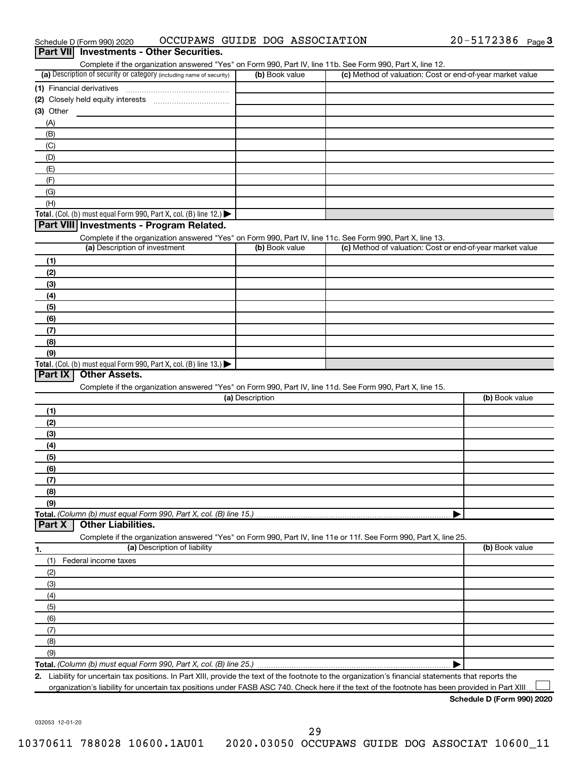Schedule D (Form 990) 2020 OCCUPAWS GUIDE DOG ASSOCIATION 20-5172386 Page 3

## Part VII Investments - Other Securities.

Complete if the organization answered "Yes" on Form 990, Part IV, line 11b. See Form 990, Part X, line 12.

| (a) Description of security or category (including name of security) | (b) Book value | (c) Method of valuation: Cost or end-of-year market value |
|---|---|---|
| (1) Financial derivatives | | |
| (2) Closely held equity interests | | |
| (3) Other | | |
| (A) | | |
| (B) | | |
| (C) | | |
| (D) | | |
| (E) | | |
| (F) | | |
| (G) | | |
| (H) | | |
| **Total.** (Col. (b) must equal Form 990, Part X, col. (B) line 12.) ▶ | | |

## Part VIII Investments - Program Related.

Complete if the organization answered "Yes" on Form 990, Part IV, line 11c. See Form 990, Part X, line 13.

| (a) Description of investment | (b) Book value | (c) Method of valuation: Cost or end-of-year market value |
|---|---|---|
| (1) | | |
| (2) | | |
| (3) | | |
| (4) | | |
| (5) | | |
| (6) | | |
| (7) | | |
| (8) | | |
| (9) | | |
| **Total.** (Col. (b) must equal Form 990, Part X, col. (B) line 13.) ▶ | | |

## Part IX Other Assets.

Complete if the organization answered "Yes" on Form 990, Part IV, line 11d. See Form 990, Part X, line 15.

| (a) Description | (b) Book value |
|---|---|
| (1) | |
| (2) | |
| (3) | |
| (4) | |
| (5) | |
| (6) | |
| (7) | |
| (8) | |
| (9) | |
| **Total.** *(Column (b) must equal Form 990, Part X, col. (B) line 15.)* ▶ | |

## Part X Other Liabilities.

Complete if the organization answered "Yes" on Form 990, Part IV, line 11e or 11f. See Form 990, Part X, line 25.

| 1. (a) Description of liability | (b) Book value |
|---|---|
| (1) Federal income taxes | |
| (2) | |
| (3) | |
| (4) | |
| (5) | |
| (6) | |
| (7) | |
| (8) | |
| (9) | |
| **Total.** *(Column (b) must equal Form 990, Part X, col. (B) line 25.)* ▶ | |

**2.** Liability for uncertain tax positions. In Part XIII, provide the text of the footnote to the organization's financial statements that reports the organization's liability for uncertain tax positions under FASB ASC 740. Check here if the text of the footnote has been provided in Part XIII ☐

**Schedule D (Form 990) 2020**

032053 12-01-20

10370611 788028 10600.1AU01 2020.03050 OCCUPAWS GUIDE DOG ASSOCIAT 10600_11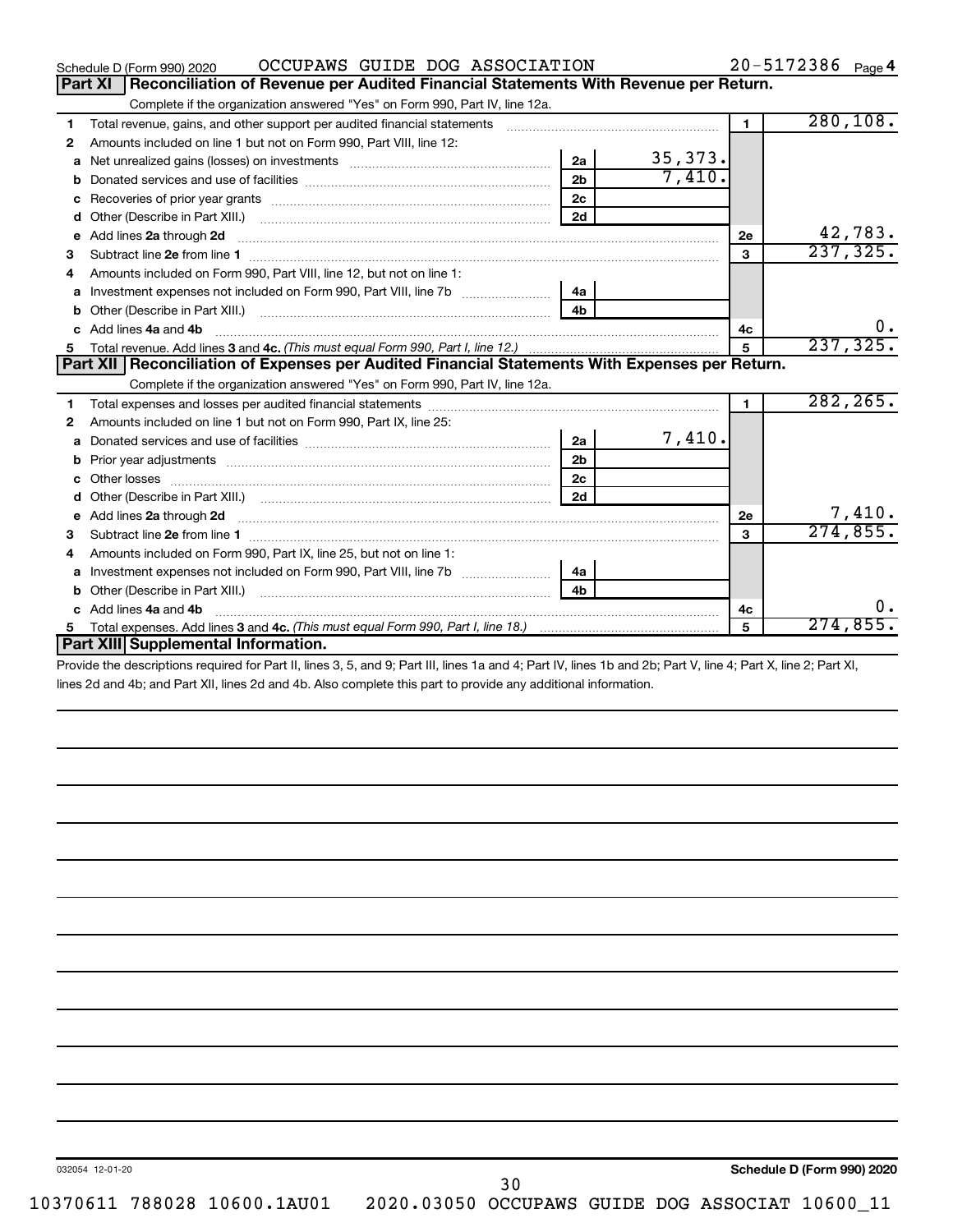Schedule D (Form 990) 2020 OCCUPAWS GUIDE DOG ASSOCIATION 20-5172386 Page 4

## Part XI Reconciliation of Revenue per Audited Financial Statements With Revenue per Return.

Complete if the organization answered "Yes" on Form 990, Part IV, line 12a.

| | | | | | |
|---|---|---|---|---|---|
| 1 | Total revenue, gains, and other support per audited financial statements | | | 1 | 280,108. |
| 2 | Amounts included on line 1 but not on Form 990, Part VIII, line 12: | | | | |
| a | Net unrealized gains (losses) on investments | 2a | 35,373. | | |
| b | Donated services and use of facilities | 2b | 7,410. | | |
| c | Recoveries of prior year grants | 2c | | | |
| d | Other (Describe in Part XIII.) | 2d | | | |
| e | Add lines 2a through 2d | | | 2e | 42,783. |
| 3 | Subtract line 2e from line 1 | | | 3 | 237,325. |
| 4 | Amounts included on Form 990, Part VIII, line 12, but not on line 1: | | | | |
| a | Investment expenses not included on Form 990, Part VIII, line 7b | 4a | | | |
| b | Other (Describe in Part XIII.) | 4b | | | |
| c | Add lines 4a and 4b | | | 4c | 0. |
| 5 | Total revenue. Add lines 3 and 4c. *(This must equal Form 990, Part I, line 12.)* | | | 5 | 237,325. |

## Part XII Reconciliation of Expenses per Audited Financial Statements With Expenses per Return.

Complete if the organization answered "Yes" on Form 990, Part IV, line 12a.

| | | | | | |
|---|---|---|---|---|---|
| 1 | Total expenses and losses per audited financial statements | | | 1 | 282,265. |
| 2 | Amounts included on line 1 but not on Form 990, Part IX, line 25: | | | | |
| a | Donated services and use of facilities | 2a | 7,410. | | |
| b | Prior year adjustments | 2b | | | |
| c | Other losses | 2c | | | |
| d | Other (Describe in Part XIII.) | 2d | | | |
| e | Add lines 2a through 2d | | | 2e | 7,410. |
| 3 | Subtract line 2e from line 1 | | | 3 | 274,855. |
| 4 | Amounts included on Form 990, Part IX, line 25, but not on line 1: | | | | |
| a | Investment expenses not included on Form 990, Part VIII, line 7b | 4a | | | |
| b | Other (Describe in Part XIII.) | 4b | | | |
| c | Add lines 4a and 4b | | | 4c | 0. |
| 5 | Total expenses. Add lines 3 and 4c. *(This must equal Form 990, Part I, line 18.)* | | | 5 | 274,855. |

## Part XIII Supplemental Information.

Provide the descriptions required for Part II, lines 3, 5, and 9; Part III, lines 1a and 4; Part IV, lines 1b and 2b; Part V, line 4; Part X, line 2; Part XI, lines 2d and 4b; and Part XII, lines 2d and 4b. Also complete this part to provide any additional information.

032054 12-01-20 **Schedule D (Form 990) 2020**

10370611 788028 10600.1AU01 2020.03050 OCCUPAWS GUIDE DOG ASSOCIAT 10600_11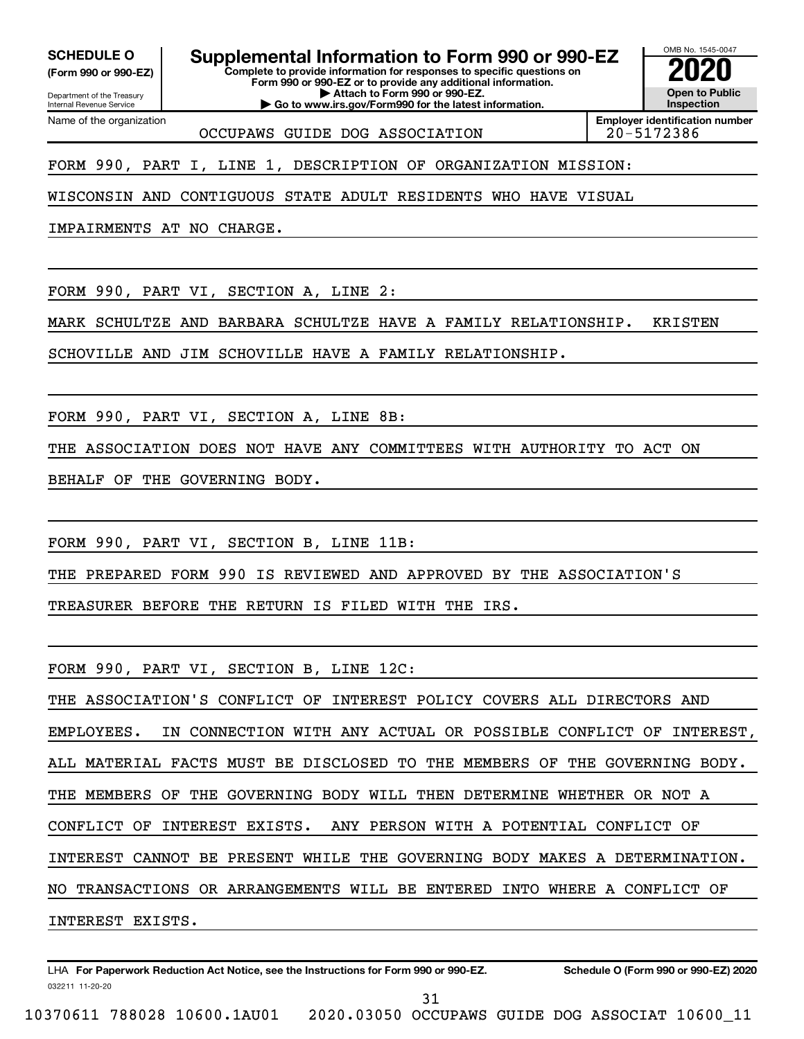**SCHEDULE O**
**(Form 990 or 990-EZ)**

Department of the Treasury
Internal Revenue Service

# Supplemental Information to Form 990 or 990-EZ

**Complete to provide information for responses to specific questions on Form 990 or 990-EZ or to provide any additional information.**
**▶ Attach to Form 990 or 990-EZ.**
**▶ Go to www.irs.gov/Form990 for the latest information.**

OMB No. 1545-0047

**2020**

**Open to Public Inspection**

Name of the organization: OCCUPAWS GUIDE DOG ASSOCIATION

**Employer identification number:** 20-5172386

FORM 990, PART I, LINE 1, DESCRIPTION OF ORGANIZATION MISSION:

WISCONSIN AND CONTIGUOUS STATE ADULT RESIDENTS WHO HAVE VISUAL IMPAIRMENTS AT NO CHARGE.

FORM 990, PART VI, SECTION A, LINE 2:

MARK SCHULTZE AND BARBARA SCHULTZE HAVE A FAMILY RELATIONSHIP. KRISTEN SCHOVILLE AND JIM SCHOVILLE HAVE A FAMILY RELATIONSHIP.

FORM 990, PART VI, SECTION A, LINE 8B:

THE ASSOCIATION DOES NOT HAVE ANY COMMITTEES WITH AUTHORITY TO ACT ON BEHALF OF THE GOVERNING BODY.

FORM 990, PART VI, SECTION B, LINE 11B:

THE PREPARED FORM 990 IS REVIEWED AND APPROVED BY THE ASSOCIATION'S TREASURER BEFORE THE RETURN IS FILED WITH THE IRS.

FORM 990, PART VI, SECTION B, LINE 12C:

THE ASSOCIATION'S CONFLICT OF INTEREST POLICY COVERS ALL DIRECTORS AND EMPLOYEES. IN CONNECTION WITH ANY ACTUAL OR POSSIBLE CONFLICT OF INTEREST, ALL MATERIAL FACTS MUST BE DISCLOSED TO THE MEMBERS OF THE GOVERNING BODY. THE MEMBERS OF THE GOVERNING BODY WILL THEN DETERMINE WHETHER OR NOT A CONFLICT OF INTEREST EXISTS. ANY PERSON WITH A POTENTIAL CONFLICT OF INTEREST CANNOT BE PRESENT WHILE THE GOVERNING BODY MAKES A DETERMINATION. NO TRANSACTIONS OR ARRANGEMENTS WILL BE ENTERED INTO WHERE A CONFLICT OF INTEREST EXISTS.

LHA **For Paperwork Reduction Act Notice, see the Instructions for Form 990 or 990-EZ.** **Schedule O (Form 990 or 990-EZ) 2020**

032211 11-20-20

10370611 788028 10600.1AU01 2020.03050 OCCUPAWS GUIDE DOG ASSOCIAT 10600_11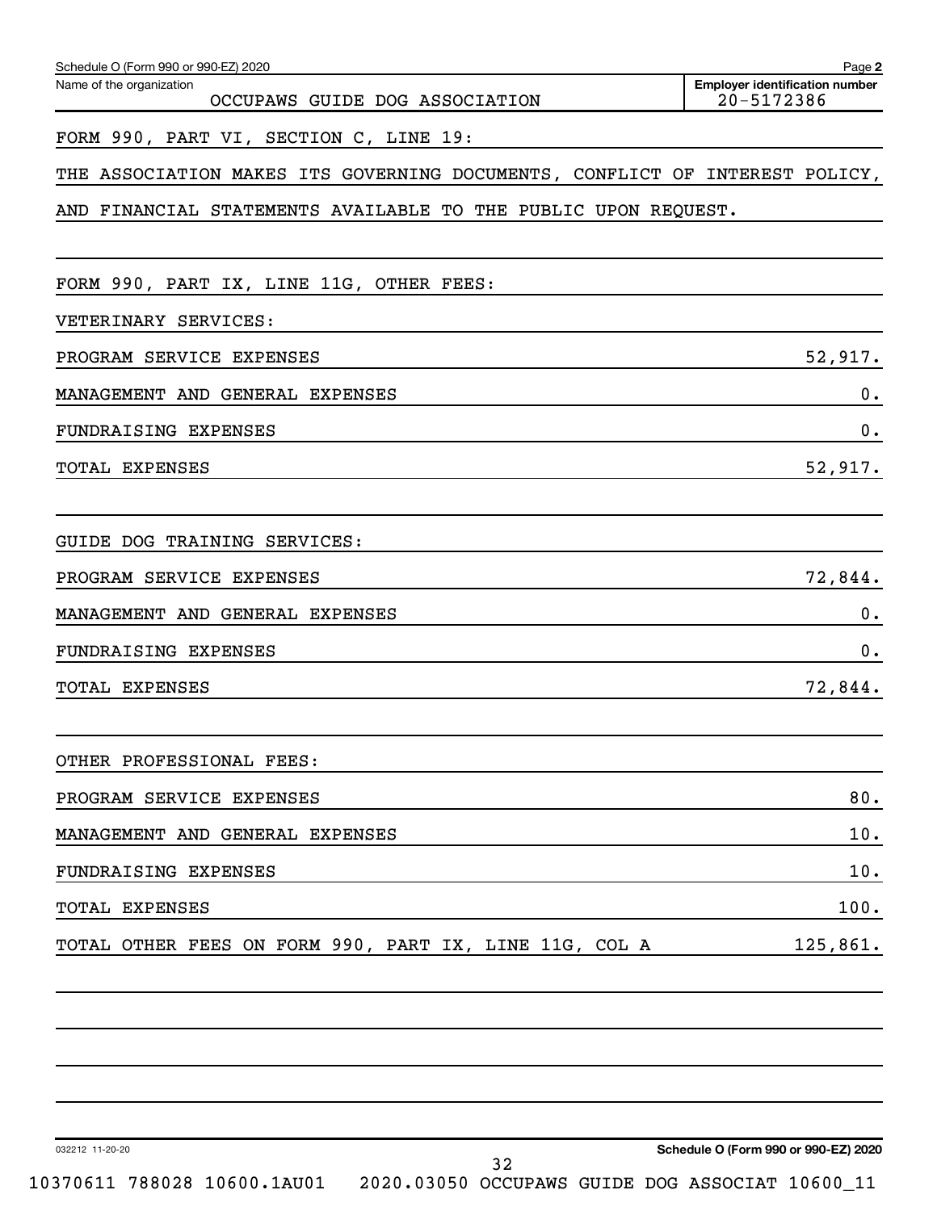Schedule O (Form 990 or 990-EZ) 2020 Page **2**

| Name of the organization | Employer identification number |
|---|---|
| OCCUPAWS GUIDE DOG ASSOCIATION | 20-5172386 |

FORM 990, PART VI, SECTION C, LINE 19:

THE ASSOCIATION MAKES ITS GOVERNING DOCUMENTS, CONFLICT OF INTEREST POLICY, AND FINANCIAL STATEMENTS AVAILABLE TO THE PUBLIC UPON REQUEST.

FORM 990, PART IX, LINE 11G, OTHER FEES:

| | |
|---|---|
| VETERINARY SERVICES: | |
| PROGRAM SERVICE EXPENSES | 52,917. |
| MANAGEMENT AND GENERAL EXPENSES | 0. |
| FUNDRAISING EXPENSES | 0. |
| TOTAL EXPENSES | 52,917. |
| | |
| GUIDE DOG TRAINING SERVICES: | |
| PROGRAM SERVICE EXPENSES | 72,844. |
| MANAGEMENT AND GENERAL EXPENSES | 0. |
| FUNDRAISING EXPENSES | 0. |
| TOTAL EXPENSES | 72,844. |
| | |
| OTHER PROFESSIONAL FEES: | |
| PROGRAM SERVICE EXPENSES | 80. |
| MANAGEMENT AND GENERAL EXPENSES | 10. |
| FUNDRAISING EXPENSES | 10. |
| TOTAL EXPENSES | 100. |
| TOTAL OTHER FEES ON FORM 990, PART IX, LINE 11G, COL A | 125,861. |

032212 11-20-20

**Schedule O (Form 990 or 990-EZ) 2020**

10370611 788028 10600.1AU01 2020.03050 OCCUPAWS GUIDE DOG ASSOCIAT 10600_11